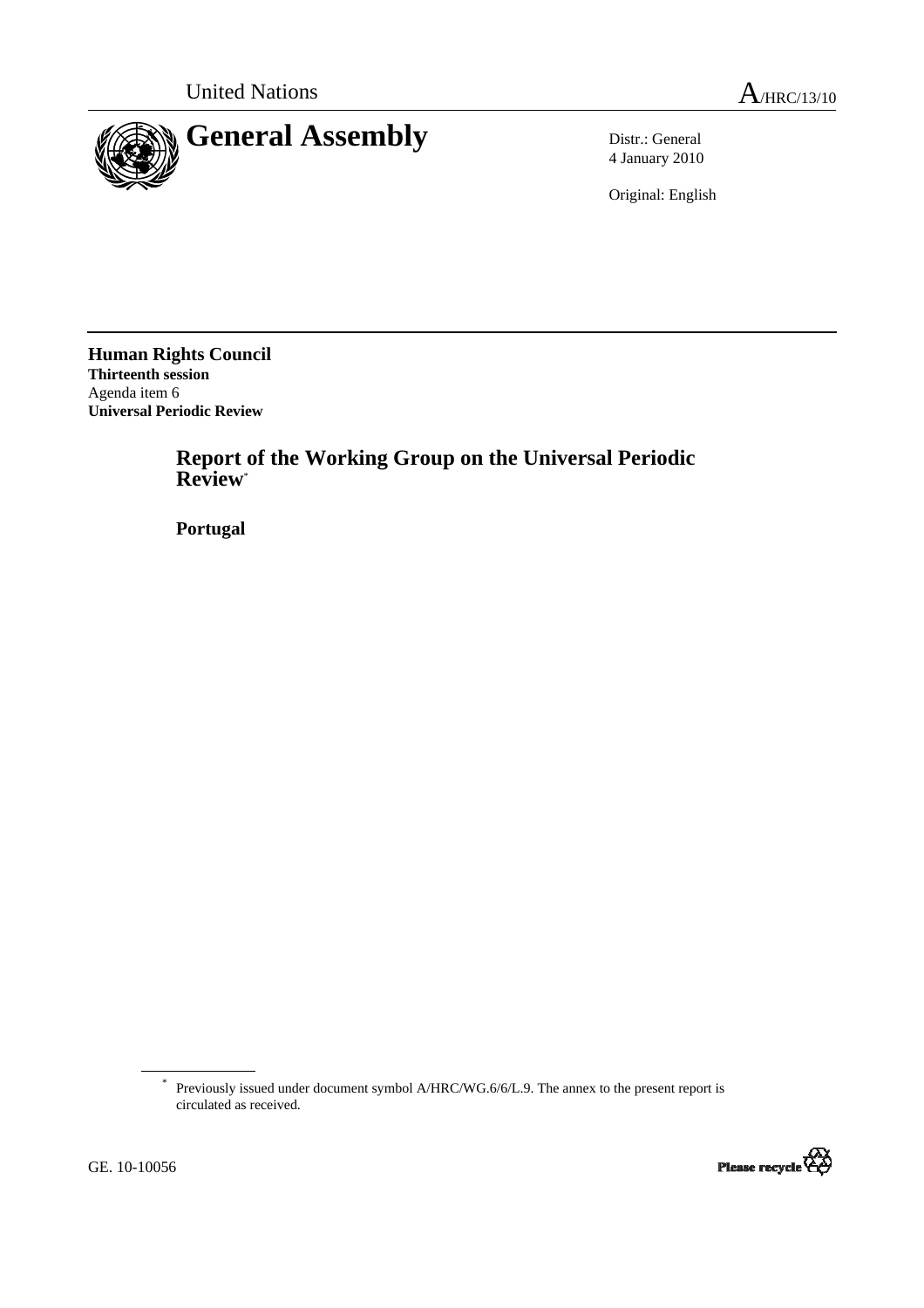United Nations A/HRC/13/10

# General Assembly

Distr.: General
4 January 2010

Original: English

**Human Rights Council**
**Thirteenth session**
Agenda item 6
**Universal Periodic Review**

## Report of the Working Group on the Universal Periodic Review*

**Portugal**

\* Previously issued under document symbol A/HRC/WG.6/6/L.9. The annex to the present report is circulated as received.

GE. 10-10056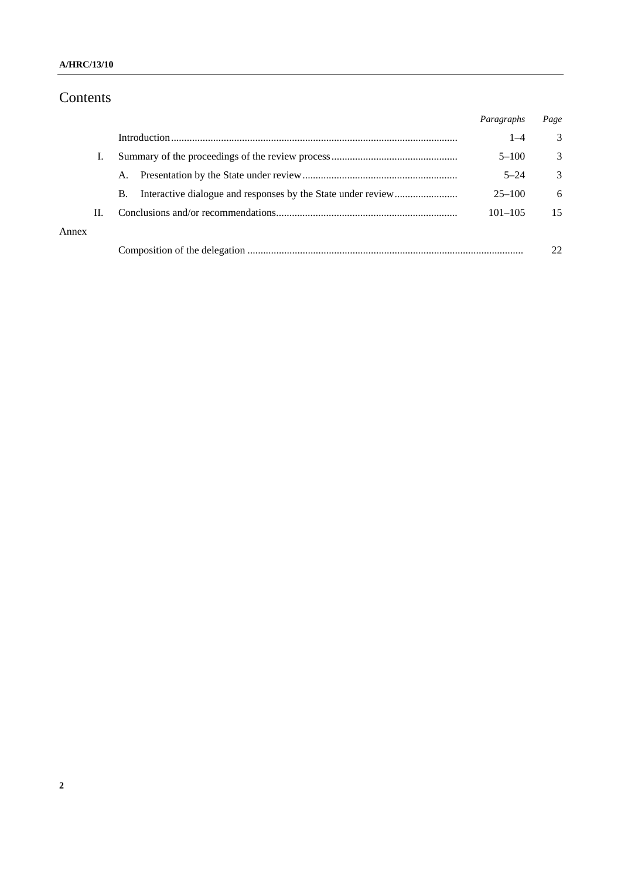# Contents

| | | | *Paragraphs* | *Page* |
|---|---|---|---|---|
| | Introduction | | 1–4 | 3 |
| I. | Summary of the proceedings of the review process | | 5–100 | 3 |
| | A. | Presentation by the State under review | 5–24 | 3 |
| | B. | Interactive dialogue and responses by the State under review | 25–100 | 6 |
| II. | Conclusions and/or recommendations | | 101–105 | 15 |
| Annex | | | | |
| | Composition of the delegation | | | 22 |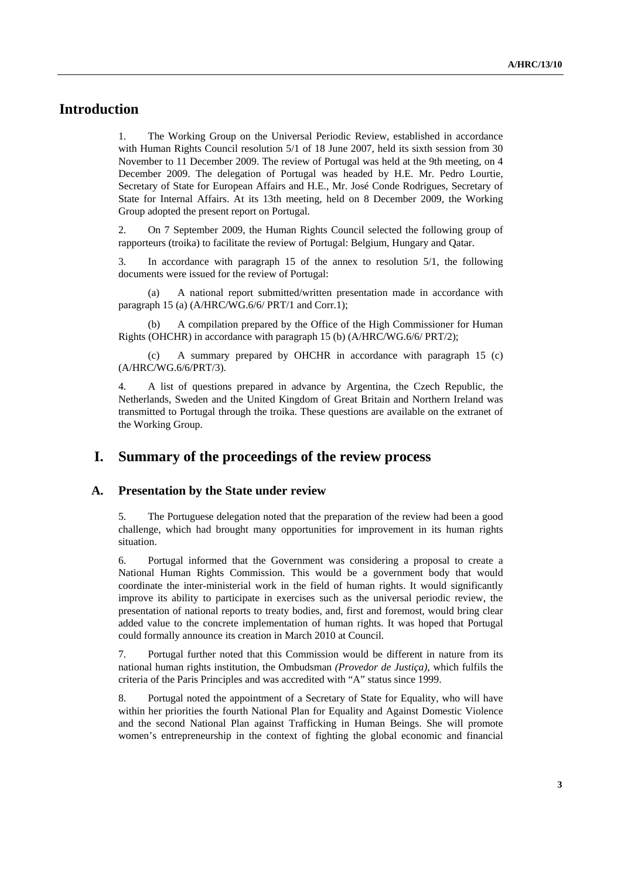# Introduction

1. The Working Group on the Universal Periodic Review, established in accordance with Human Rights Council resolution 5/1 of 18 June 2007, held its sixth session from 30 November to 11 December 2009. The review of Portugal was held at the 9th meeting, on 4 December 2009. The delegation of Portugal was headed by H.E. Mr. Pedro Lourtie, Secretary of State for European Affairs and H.E., Mr. José Conde Rodrigues, Secretary of State for Internal Affairs. At its 13th meeting, held on 8 December 2009, the Working Group adopted the present report on Portugal.

2. On 7 September 2009, the Human Rights Council selected the following group of rapporteurs (troika) to facilitate the review of Portugal: Belgium, Hungary and Qatar.

3. In accordance with paragraph 15 of the annex to resolution 5/1, the following documents were issued for the review of Portugal:

(a) A national report submitted/written presentation made in accordance with paragraph 15 (a) (A/HRC/WG.6/6/ PRT/1 and Corr.1);

(b) A compilation prepared by the Office of the High Commissioner for Human Rights (OHCHR) in accordance with paragraph 15 (b) (A/HRC/WG.6/6/ PRT/2);

(c) A summary prepared by OHCHR in accordance with paragraph 15 (c) (A/HRC/WG.6/6/PRT/3).

4. A list of questions prepared in advance by Argentina, the Czech Republic, the Netherlands, Sweden and the United Kingdom of Great Britain and Northern Ireland was transmitted to Portugal through the troika. These questions are available on the extranet of the Working Group.

# I. Summary of the proceedings of the review process

## A. Presentation by the State under review

5. The Portuguese delegation noted that the preparation of the review had been a good challenge, which had brought many opportunities for improvement in its human rights situation.

6. Portugal informed that the Government was considering a proposal to create a National Human Rights Commission. This would be a government body that would coordinate the inter-ministerial work in the field of human rights. It would significantly improve its ability to participate in exercises such as the universal periodic review, the presentation of national reports to treaty bodies, and, first and foremost, would bring clear added value to the concrete implementation of human rights. It was hoped that Portugal could formally announce its creation in March 2010 at Council.

7. Portugal further noted that this Commission would be different in nature from its national human rights institution, the Ombudsman *(Provedor de Justiça)*, which fulfils the criteria of the Paris Principles and was accredited with "A" status since 1999.

8. Portugal noted the appointment of a Secretary of State for Equality, who will have within her priorities the fourth National Plan for Equality and Against Domestic Violence and the second National Plan against Trafficking in Human Beings. She will promote women's entrepreneurship in the context of fighting the global economic and financial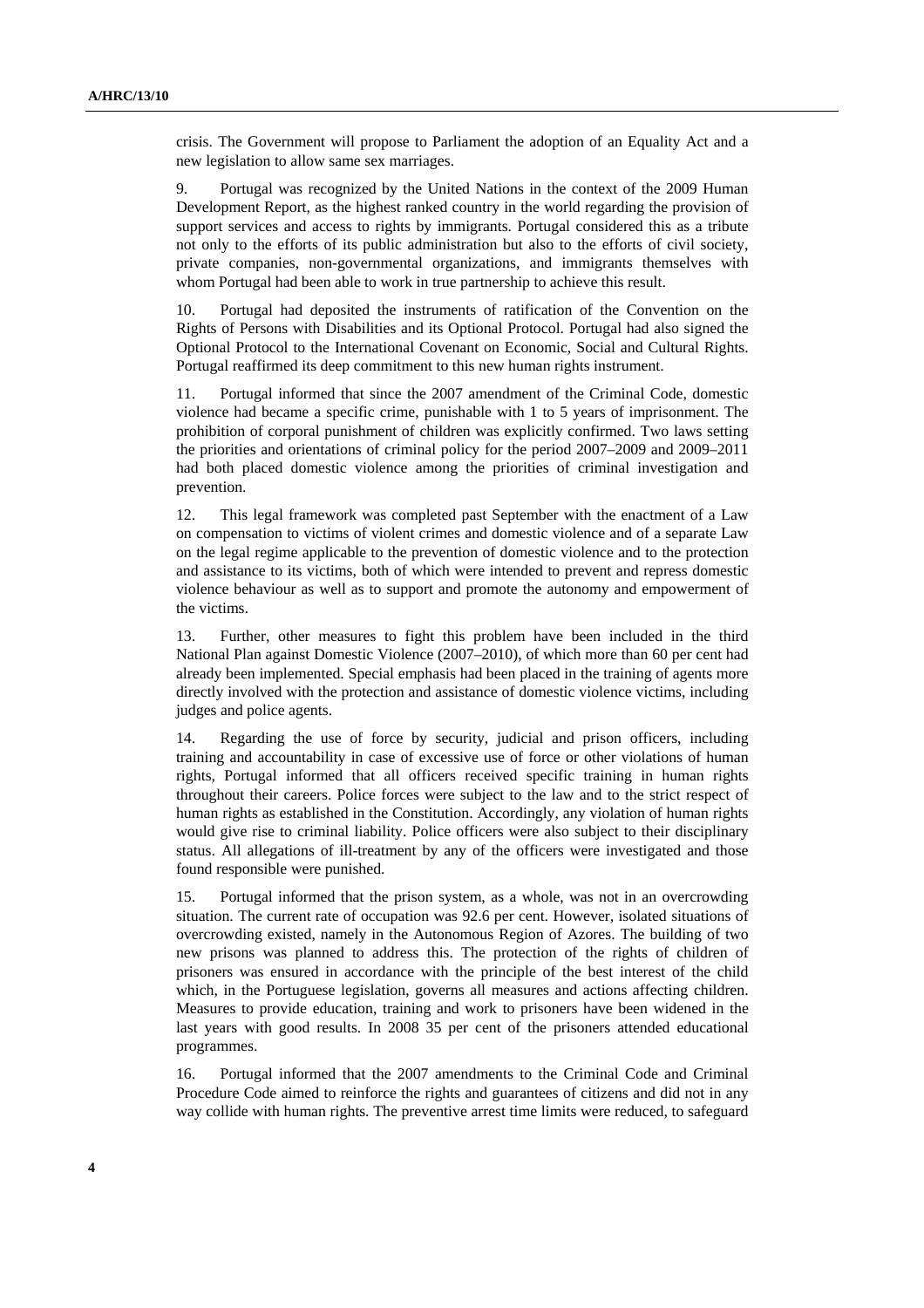crisis. The Government will propose to Parliament the adoption of an Equality Act and a new legislation to allow same sex marriages.

9. Portugal was recognized by the United Nations in the context of the 2009 Human Development Report, as the highest ranked country in the world regarding the provision of support services and access to rights by immigrants. Portugal considered this as a tribute not only to the efforts of its public administration but also to the efforts of civil society, private companies, non-governmental organizations, and immigrants themselves with whom Portugal had been able to work in true partnership to achieve this result.

10. Portugal had deposited the instruments of ratification of the Convention on the Rights of Persons with Disabilities and its Optional Protocol. Portugal had also signed the Optional Protocol to the International Covenant on Economic, Social and Cultural Rights. Portugal reaffirmed its deep commitment to this new human rights instrument.

11. Portugal informed that since the 2007 amendment of the Criminal Code, domestic violence had became a specific crime, punishable with 1 to 5 years of imprisonment. The prohibition of corporal punishment of children was explicitly confirmed. Two laws setting the priorities and orientations of criminal policy for the period 2007–2009 and 2009–2011 had both placed domestic violence among the priorities of criminal investigation and prevention.

12. This legal framework was completed past September with the enactment of a Law on compensation to victims of violent crimes and domestic violence and of a separate Law on the legal regime applicable to the prevention of domestic violence and to the protection and assistance to its victims, both of which were intended to prevent and repress domestic violence behaviour as well as to support and promote the autonomy and empowerment of the victims.

13. Further, other measures to fight this problem have been included in the third National Plan against Domestic Violence (2007–2010), of which more than 60 per cent had already been implemented. Special emphasis had been placed in the training of agents more directly involved with the protection and assistance of domestic violence victims, including judges and police agents.

14. Regarding the use of force by security, judicial and prison officers, including training and accountability in case of excessive use of force or other violations of human rights, Portugal informed that all officers received specific training in human rights throughout their careers. Police forces were subject to the law and to the strict respect of human rights as established in the Constitution. Accordingly, any violation of human rights would give rise to criminal liability. Police officers were also subject to their disciplinary status. All allegations of ill-treatment by any of the officers were investigated and those found responsible were punished.

15. Portugal informed that the prison system, as a whole, was not in an overcrowding situation. The current rate of occupation was 92.6 per cent. However, isolated situations of overcrowding existed, namely in the Autonomous Region of Azores. The building of two new prisons was planned to address this. The protection of the rights of children of prisoners was ensured in accordance with the principle of the best interest of the child which, in the Portuguese legislation, governs all measures and actions affecting children. Measures to provide education, training and work to prisoners have been widened in the last years with good results. In 2008 35 per cent of the prisoners attended educational programmes.

16. Portugal informed that the 2007 amendments to the Criminal Code and Criminal Procedure Code aimed to reinforce the rights and guarantees of citizens and did not in any way collide with human rights. The preventive arrest time limits were reduced, to safeguard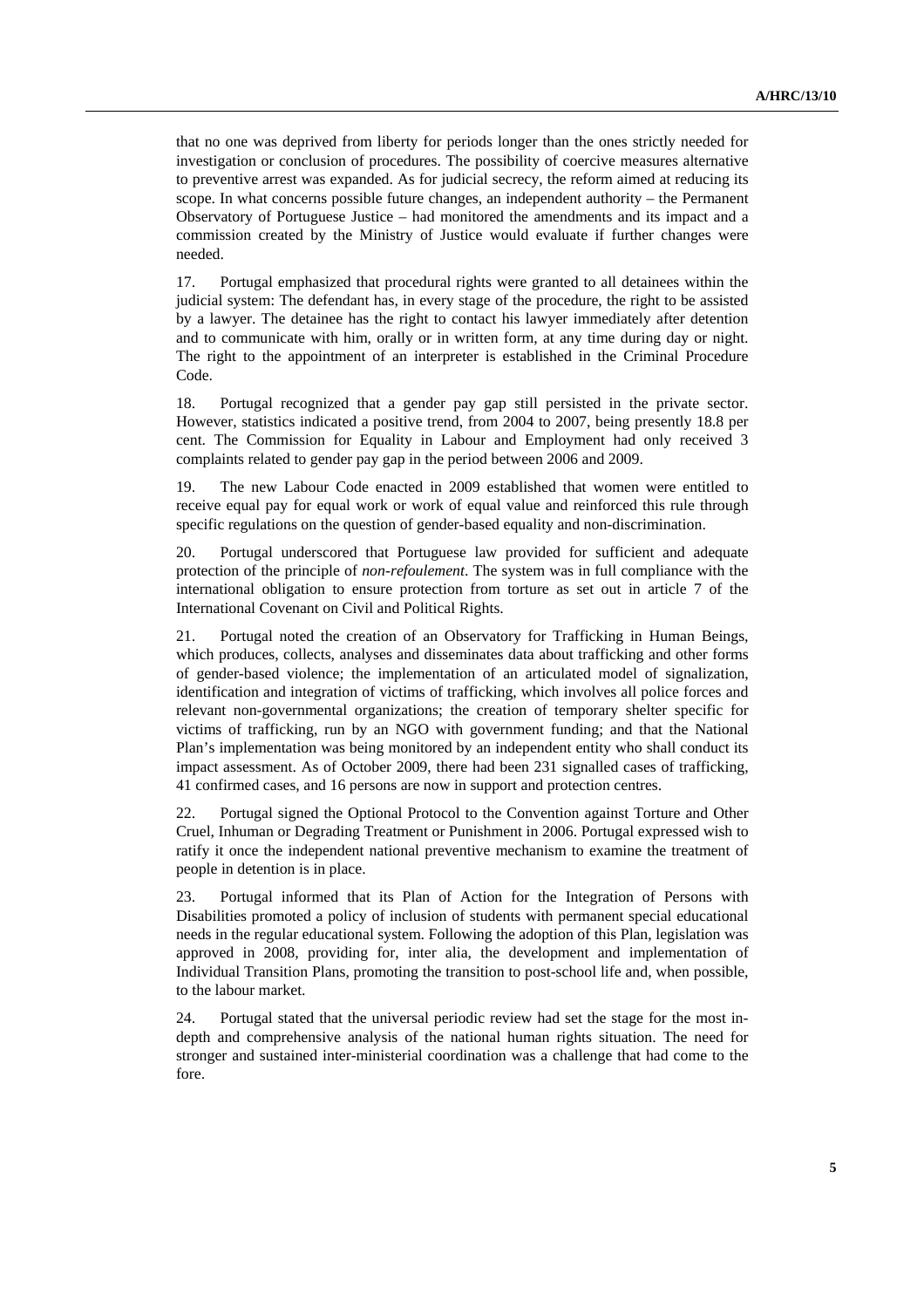that no one was deprived from liberty for periods longer than the ones strictly needed for investigation or conclusion of procedures. The possibility of coercive measures alternative to preventive arrest was expanded. As for judicial secrecy, the reform aimed at reducing its scope. In what concerns possible future changes, an independent authority – the Permanent Observatory of Portuguese Justice – had monitored the amendments and its impact and a commission created by the Ministry of Justice would evaluate if further changes were needed.

17. Portugal emphasized that procedural rights were granted to all detainees within the judicial system: The defendant has, in every stage of the procedure, the right to be assisted by a lawyer. The detainee has the right to contact his lawyer immediately after detention and to communicate with him, orally or in written form, at any time during day or night. The right to the appointment of an interpreter is established in the Criminal Procedure Code.

18. Portugal recognized that a gender pay gap still persisted in the private sector. However, statistics indicated a positive trend, from 2004 to 2007, being presently 18.8 per cent. The Commission for Equality in Labour and Employment had only received 3 complaints related to gender pay gap in the period between 2006 and 2009.

19. The new Labour Code enacted in 2009 established that women were entitled to receive equal pay for equal work or work of equal value and reinforced this rule through specific regulations on the question of gender-based equality and non-discrimination.

20. Portugal underscored that Portuguese law provided for sufficient and adequate protection of the principle of *non-refoulement*. The system was in full compliance with the international obligation to ensure protection from torture as set out in article 7 of the International Covenant on Civil and Political Rights.

21. Portugal noted the creation of an Observatory for Trafficking in Human Beings, which produces, collects, analyses and disseminates data about trafficking and other forms of gender-based violence; the implementation of an articulated model of signalization, identification and integration of victims of trafficking, which involves all police forces and relevant non-governmental organizations; the creation of temporary shelter specific for victims of trafficking, run by an NGO with government funding; and that the National Plan's implementation was being monitored by an independent entity who shall conduct its impact assessment. As of October 2009, there had been 231 signalled cases of trafficking, 41 confirmed cases, and 16 persons are now in support and protection centres.

22. Portugal signed the Optional Protocol to the Convention against Torture and Other Cruel, Inhuman or Degrading Treatment or Punishment in 2006. Portugal expressed wish to ratify it once the independent national preventive mechanism to examine the treatment of people in detention is in place.

23. Portugal informed that its Plan of Action for the Integration of Persons with Disabilities promoted a policy of inclusion of students with permanent special educational needs in the regular educational system. Following the adoption of this Plan, legislation was approved in 2008, providing for, inter alia, the development and implementation of Individual Transition Plans, promoting the transition to post-school life and, when possible, to the labour market.

24. Portugal stated that the universal periodic review had set the stage for the most in-depth and comprehensive analysis of the national human rights situation. The need for stronger and sustained inter-ministerial coordination was a challenge that had come to the fore.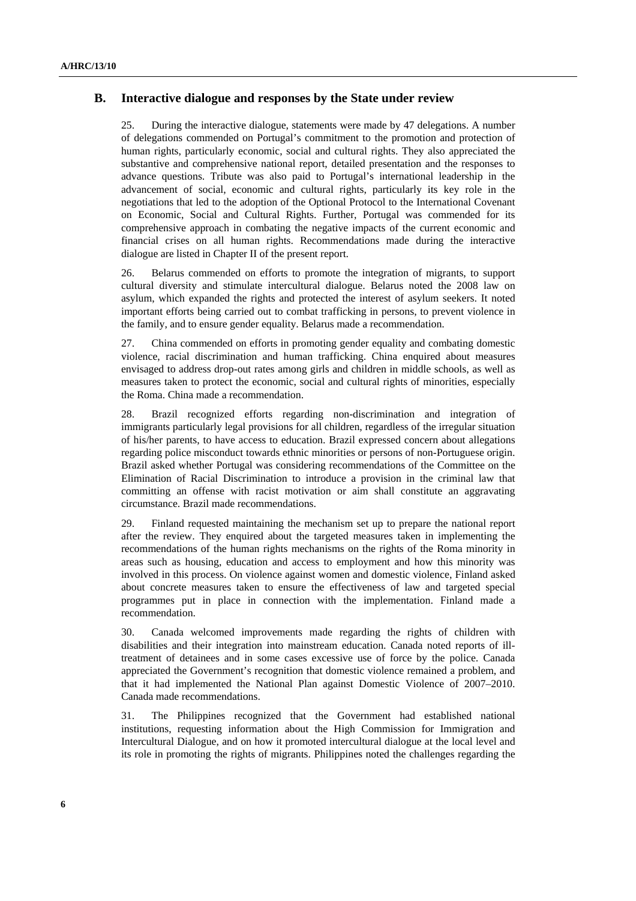## B. Interactive dialogue and responses by the State under review

25. During the interactive dialogue, statements were made by 47 delegations. A number of delegations commended on Portugal's commitment to the promotion and protection of human rights, particularly economic, social and cultural rights. They also appreciated the substantive and comprehensive national report, detailed presentation and the responses to advance questions. Tribute was also paid to Portugal's international leadership in the advancement of social, economic and cultural rights, particularly its key role in the negotiations that led to the adoption of the Optional Protocol to the International Covenant on Economic, Social and Cultural Rights. Further, Portugal was commended for its comprehensive approach in combating the negative impacts of the current economic and financial crises on all human rights. Recommendations made during the interactive dialogue are listed in Chapter II of the present report.

26. Belarus commended on efforts to promote the integration of migrants, to support cultural diversity and stimulate intercultural dialogue. Belarus noted the 2008 law on asylum, which expanded the rights and protected the interest of asylum seekers. It noted important efforts being carried out to combat trafficking in persons, to prevent violence in the family, and to ensure gender equality. Belarus made a recommendation.

27. China commended on efforts in promoting gender equality and combating domestic violence, racial discrimination and human trafficking. China enquired about measures envisaged to address drop-out rates among girls and children in middle schools, as well as measures taken to protect the economic, social and cultural rights of minorities, especially the Roma. China made a recommendation.

28. Brazil recognized efforts regarding non-discrimination and integration of immigrants particularly legal provisions for all children, regardless of the irregular situation of his/her parents, to have access to education. Brazil expressed concern about allegations regarding police misconduct towards ethnic minorities or persons of non-Portuguese origin. Brazil asked whether Portugal was considering recommendations of the Committee on the Elimination of Racial Discrimination to introduce a provision in the criminal law that committing an offense with racist motivation or aim shall constitute an aggravating circumstance. Brazil made recommendations.

29. Finland requested maintaining the mechanism set up to prepare the national report after the review. They enquired about the targeted measures taken in implementing the recommendations of the human rights mechanisms on the rights of the Roma minority in areas such as housing, education and access to employment and how this minority was involved in this process. On violence against women and domestic violence, Finland asked about concrete measures taken to ensure the effectiveness of law and targeted special programmes put in place in connection with the implementation. Finland made a recommendation.

30. Canada welcomed improvements made regarding the rights of children with disabilities and their integration into mainstream education. Canada noted reports of ill-treatment of detainees and in some cases excessive use of force by the police. Canada appreciated the Government's recognition that domestic violence remained a problem, and that it had implemented the National Plan against Domestic Violence of 2007–2010. Canada made recommendations.

31. The Philippines recognized that the Government had established national institutions, requesting information about the High Commission for Immigration and Intercultural Dialogue, and on how it promoted intercultural dialogue at the local level and its role in promoting the rights of migrants. Philippines noted the challenges regarding the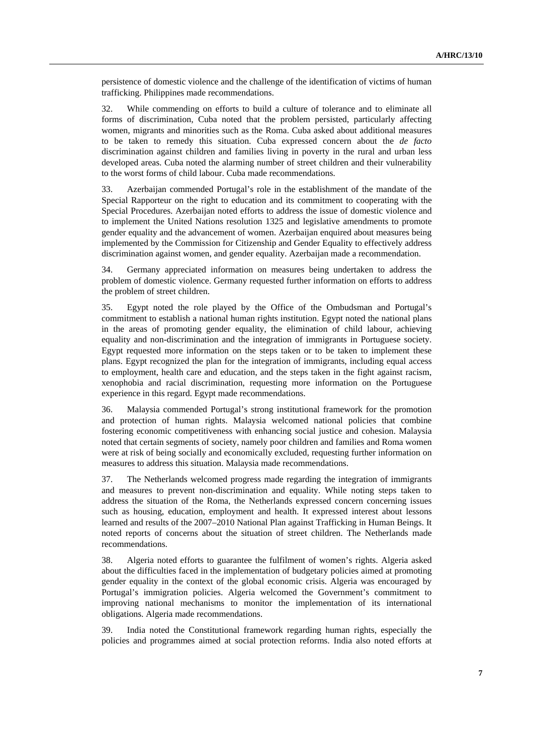persistence of domestic violence and the challenge of the identification of victims of human trafficking. Philippines made recommendations.

32. While commending on efforts to build a culture of tolerance and to eliminate all forms of discrimination, Cuba noted that the problem persisted, particularly affecting women, migrants and minorities such as the Roma. Cuba asked about additional measures to be taken to remedy this situation. Cuba expressed concern about the *de facto* discrimination against children and families living in poverty in the rural and urban less developed areas. Cuba noted the alarming number of street children and their vulnerability to the worst forms of child labour. Cuba made recommendations.

33. Azerbaijan commended Portugal's role in the establishment of the mandate of the Special Rapporteur on the right to education and its commitment to cooperating with the Special Procedures. Azerbaijan noted efforts to address the issue of domestic violence and to implement the United Nations resolution 1325 and legislative amendments to promote gender equality and the advancement of women. Azerbaijan enquired about measures being implemented by the Commission for Citizenship and Gender Equality to effectively address discrimination against women, and gender equality. Azerbaijan made a recommendation.

34. Germany appreciated information on measures being undertaken to address the problem of domestic violence. Germany requested further information on efforts to address the problem of street children.

35. Egypt noted the role played by the Office of the Ombudsman and Portugal's commitment to establish a national human rights institution. Egypt noted the national plans in the areas of promoting gender equality, the elimination of child labour, achieving equality and non-discrimination and the integration of immigrants in Portuguese society. Egypt requested more information on the steps taken or to be taken to implement these plans. Egypt recognized the plan for the integration of immigrants, including equal access to employment, health care and education, and the steps taken in the fight against racism, xenophobia and racial discrimination, requesting more information on the Portuguese experience in this regard. Egypt made recommendations.

36. Malaysia commended Portugal's strong institutional framework for the promotion and protection of human rights. Malaysia welcomed national policies that combine fostering economic competitiveness with enhancing social justice and cohesion. Malaysia noted that certain segments of society, namely poor children and families and Roma women were at risk of being socially and economically excluded, requesting further information on measures to address this situation. Malaysia made recommendations.

37. The Netherlands welcomed progress made regarding the integration of immigrants and measures to prevent non-discrimination and equality. While noting steps taken to address the situation of the Roma, the Netherlands expressed concern concerning issues such as housing, education, employment and health. It expressed interest about lessons learned and results of the 2007–2010 National Plan against Trafficking in Human Beings. It noted reports of concerns about the situation of street children. The Netherlands made recommendations.

38. Algeria noted efforts to guarantee the fulfilment of women's rights. Algeria asked about the difficulties faced in the implementation of budgetary policies aimed at promoting gender equality in the context of the global economic crisis. Algeria was encouraged by Portugal's immigration policies. Algeria welcomed the Government's commitment to improving national mechanisms to monitor the implementation of its international obligations. Algeria made recommendations.

39. India noted the Constitutional framework regarding human rights, especially the policies and programmes aimed at social protection reforms. India also noted efforts at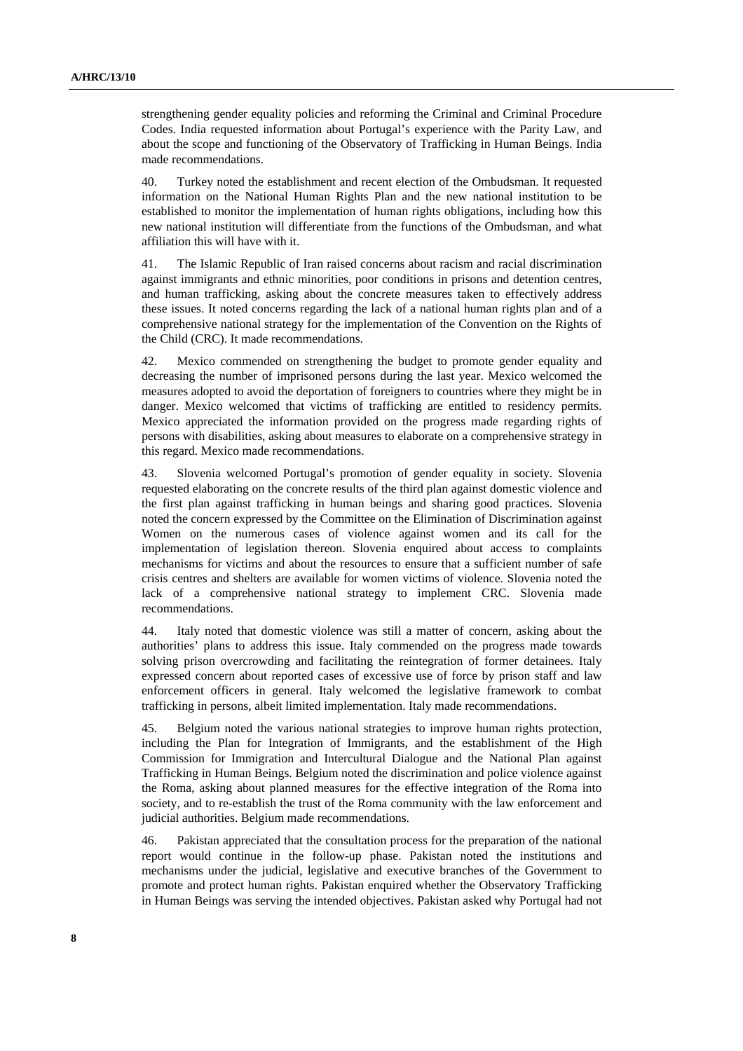strengthening gender equality policies and reforming the Criminal and Criminal Procedure Codes. India requested information about Portugal's experience with the Parity Law, and about the scope and functioning of the Observatory of Trafficking in Human Beings. India made recommendations.

40. Turkey noted the establishment and recent election of the Ombudsman. It requested information on the National Human Rights Plan and the new national institution to be established to monitor the implementation of human rights obligations, including how this new national institution will differentiate from the functions of the Ombudsman, and what affiliation this will have with it.

41. The Islamic Republic of Iran raised concerns about racism and racial discrimination against immigrants and ethnic minorities, poor conditions in prisons and detention centres, and human trafficking, asking about the concrete measures taken to effectively address these issues. It noted concerns regarding the lack of a national human rights plan and of a comprehensive national strategy for the implementation of the Convention on the Rights of the Child (CRC). It made recommendations.

42. Mexico commended on strengthening the budget to promote gender equality and decreasing the number of imprisoned persons during the last year. Mexico welcomed the measures adopted to avoid the deportation of foreigners to countries where they might be in danger. Mexico welcomed that victims of trafficking are entitled to residency permits. Mexico appreciated the information provided on the progress made regarding rights of persons with disabilities, asking about measures to elaborate on a comprehensive strategy in this regard. Mexico made recommendations.

43. Slovenia welcomed Portugal's promotion of gender equality in society. Slovenia requested elaborating on the concrete results of the third plan against domestic violence and the first plan against trafficking in human beings and sharing good practices. Slovenia noted the concern expressed by the Committee on the Elimination of Discrimination against Women on the numerous cases of violence against women and its call for the implementation of legislation thereon. Slovenia enquired about access to complaints mechanisms for victims and about the resources to ensure that a sufficient number of safe crisis centres and shelters are available for women victims of violence. Slovenia noted the lack of a comprehensive national strategy to implement CRC. Slovenia made recommendations.

44. Italy noted that domestic violence was still a matter of concern, asking about the authorities' plans to address this issue. Italy commended on the progress made towards solving prison overcrowding and facilitating the reintegration of former detainees. Italy expressed concern about reported cases of excessive use of force by prison staff and law enforcement officers in general. Italy welcomed the legislative framework to combat trafficking in persons, albeit limited implementation. Italy made recommendations.

45. Belgium noted the various national strategies to improve human rights protection, including the Plan for Integration of Immigrants, and the establishment of the High Commission for Immigration and Intercultural Dialogue and the National Plan against Trafficking in Human Beings. Belgium noted the discrimination and police violence against the Roma, asking about planned measures for the effective integration of the Roma into society, and to re-establish the trust of the Roma community with the law enforcement and judicial authorities. Belgium made recommendations.

46. Pakistan appreciated that the consultation process for the preparation of the national report would continue in the follow-up phase. Pakistan noted the institutions and mechanisms under the judicial, legislative and executive branches of the Government to promote and protect human rights. Pakistan enquired whether the Observatory Trafficking in Human Beings was serving the intended objectives. Pakistan asked why Portugal had not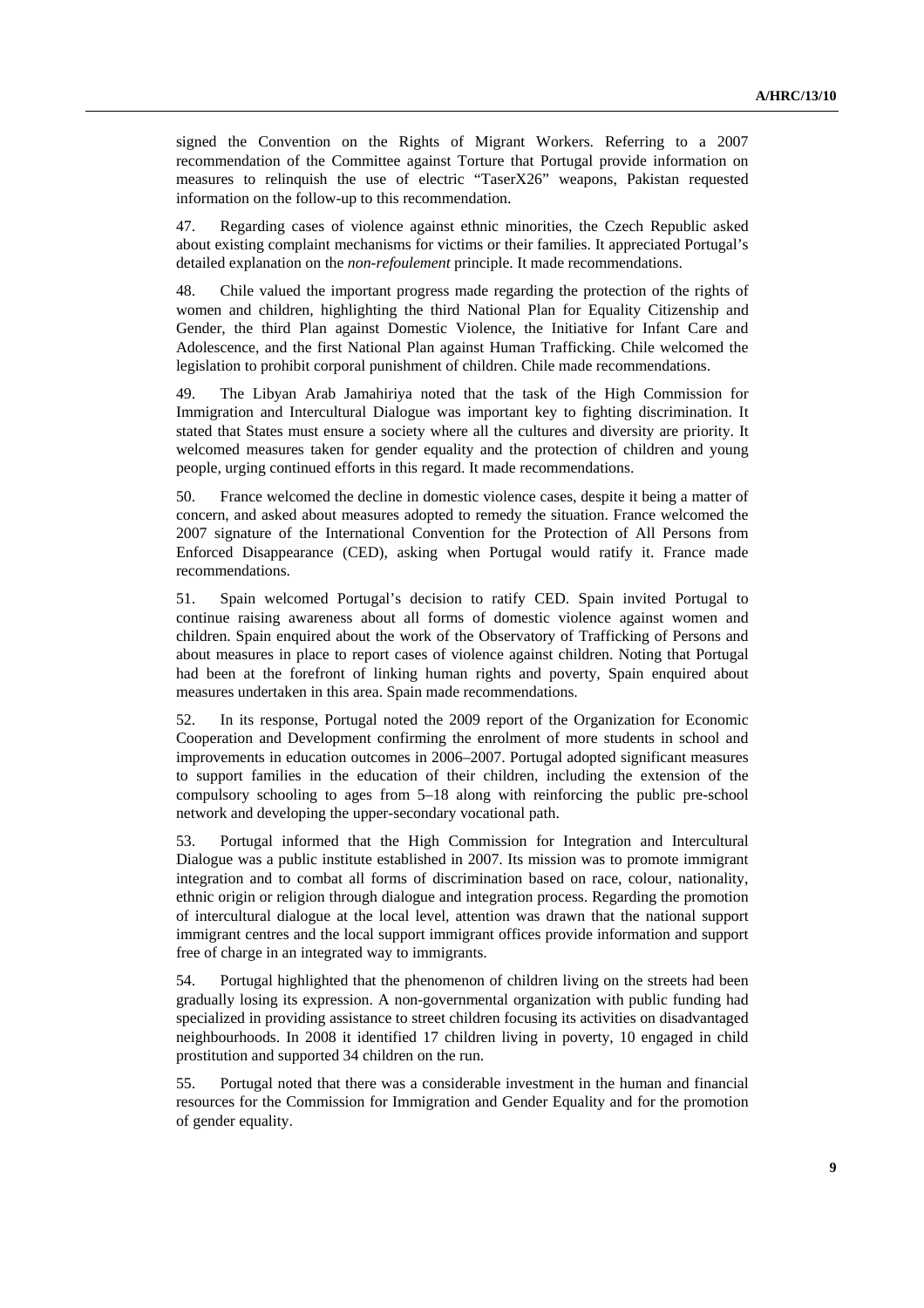signed the Convention on the Rights of Migrant Workers. Referring to a 2007 recommendation of the Committee against Torture that Portugal provide information on measures to relinquish the use of electric "TaserX26" weapons, Pakistan requested information on the follow-up to this recommendation.

47. Regarding cases of violence against ethnic minorities, the Czech Republic asked about existing complaint mechanisms for victims or their families. It appreciated Portugal's detailed explanation on the *non-refoulement* principle. It made recommendations.

48. Chile valued the important progress made regarding the protection of the rights of women and children, highlighting the third National Plan for Equality Citizenship and Gender, the third Plan against Domestic Violence, the Initiative for Infant Care and Adolescence, and the first National Plan against Human Trafficking. Chile welcomed the legislation to prohibit corporal punishment of children. Chile made recommendations.

49. The Libyan Arab Jamahiriya noted that the task of the High Commission for Immigration and Intercultural Dialogue was important key to fighting discrimination. It stated that States must ensure a society where all the cultures and diversity are priority. It welcomed measures taken for gender equality and the protection of children and young people, urging continued efforts in this regard. It made recommendations.

50. France welcomed the decline in domestic violence cases, despite it being a matter of concern, and asked about measures adopted to remedy the situation. France welcomed the 2007 signature of the International Convention for the Protection of All Persons from Enforced Disappearance (CED), asking when Portugal would ratify it. France made recommendations.

51. Spain welcomed Portugal's decision to ratify CED. Spain invited Portugal to continue raising awareness about all forms of domestic violence against women and children. Spain enquired about the work of the Observatory of Trafficking of Persons and about measures in place to report cases of violence against children. Noting that Portugal had been at the forefront of linking human rights and poverty, Spain enquired about measures undertaken in this area. Spain made recommendations.

52. In its response, Portugal noted the 2009 report of the Organization for Economic Cooperation and Development confirming the enrolment of more students in school and improvements in education outcomes in 2006–2007. Portugal adopted significant measures to support families in the education of their children, including the extension of the compulsory schooling to ages from 5–18 along with reinforcing the public pre-school network and developing the upper-secondary vocational path.

53. Portugal informed that the High Commission for Integration and Intercultural Dialogue was a public institute established in 2007. Its mission was to promote immigrant integration and to combat all forms of discrimination based on race, colour, nationality, ethnic origin or religion through dialogue and integration process. Regarding the promotion of intercultural dialogue at the local level, attention was drawn that the national support immigrant centres and the local support immigrant offices provide information and support free of charge in an integrated way to immigrants.

54. Portugal highlighted that the phenomenon of children living on the streets had been gradually losing its expression. A non-governmental organization with public funding had specialized in providing assistance to street children focusing its activities on disadvantaged neighbourhoods. In 2008 it identified 17 children living in poverty, 10 engaged in child prostitution and supported 34 children on the run.

55. Portugal noted that there was a considerable investment in the human and financial resources for the Commission for Immigration and Gender Equality and for the promotion of gender equality.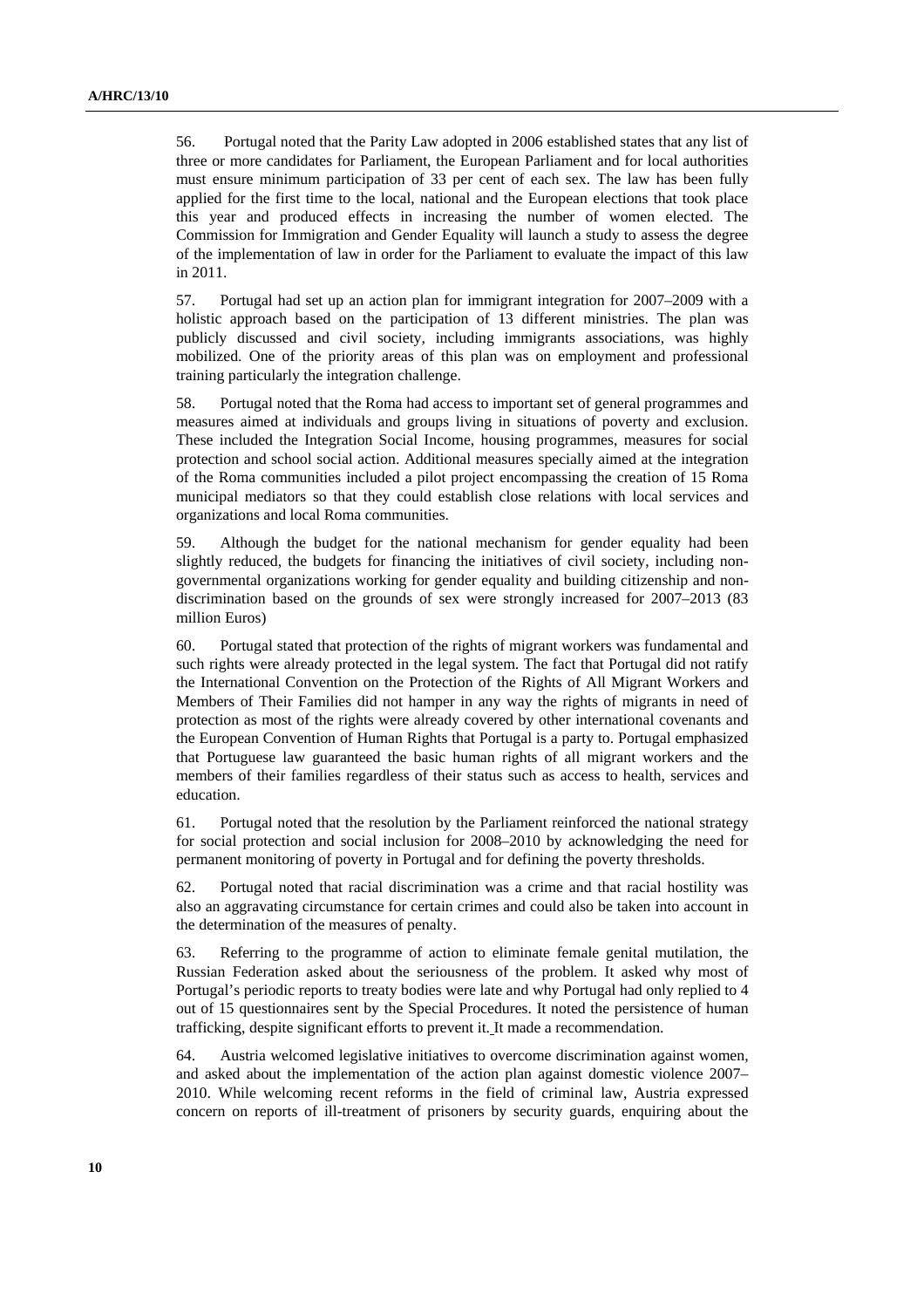56. Portugal noted that the Parity Law adopted in 2006 established states that any list of three or more candidates for Parliament, the European Parliament and for local authorities must ensure minimum participation of 33 per cent of each sex. The law has been fully applied for the first time to the local, national and the European elections that took place this year and produced effects in increasing the number of women elected. The Commission for Immigration and Gender Equality will launch a study to assess the degree of the implementation of law in order for the Parliament to evaluate the impact of this law in 2011.

57. Portugal had set up an action plan for immigrant integration for 2007–2009 with a holistic approach based on the participation of 13 different ministries. The plan was publicly discussed and civil society, including immigrants associations, was highly mobilized. One of the priority areas of this plan was on employment and professional training particularly the integration challenge.

58. Portugal noted that the Roma had access to important set of general programmes and measures aimed at individuals and groups living in situations of poverty and exclusion. These included the Integration Social Income, housing programmes, measures for social protection and school social action. Additional measures specially aimed at the integration of the Roma communities included a pilot project encompassing the creation of 15 Roma municipal mediators so that they could establish close relations with local services and organizations and local Roma communities.

59. Although the budget for the national mechanism for gender equality had been slightly reduced, the budgets for financing the initiatives of civil society, including non-governmental organizations working for gender equality and building citizenship and non-discrimination based on the grounds of sex were strongly increased for 2007–2013 (83 million Euros)

60. Portugal stated that protection of the rights of migrant workers was fundamental and such rights were already protected in the legal system. The fact that Portugal did not ratify the International Convention on the Protection of the Rights of All Migrant Workers and Members of Their Families did not hamper in any way the rights of migrants in need of protection as most of the rights were already covered by other international covenants and the European Convention of Human Rights that Portugal is a party to. Portugal emphasized that Portuguese law guaranteed the basic human rights of all migrant workers and the members of their families regardless of their status such as access to health, services and education.

61. Portugal noted that the resolution by the Parliament reinforced the national strategy for social protection and social inclusion for 2008–2010 by acknowledging the need for permanent monitoring of poverty in Portugal and for defining the poverty thresholds.

62. Portugal noted that racial discrimination was a crime and that racial hostility was also an aggravating circumstance for certain crimes and could also be taken into account in the determination of the measures of penalty.

63. Referring to the programme of action to eliminate female genital mutilation, the Russian Federation asked about the seriousness of the problem. It asked why most of Portugal's periodic reports to treaty bodies were late and why Portugal had only replied to 4 out of 15 questionnaires sent by the Special Procedures. It noted the persistence of human trafficking, despite significant efforts to prevent it. It made a recommendation.

64. Austria welcomed legislative initiatives to overcome discrimination against women, and asked about the implementation of the action plan against domestic violence 2007–2010. While welcoming recent reforms in the field of criminal law, Austria expressed concern on reports of ill-treatment of prisoners by security guards, enquiring about the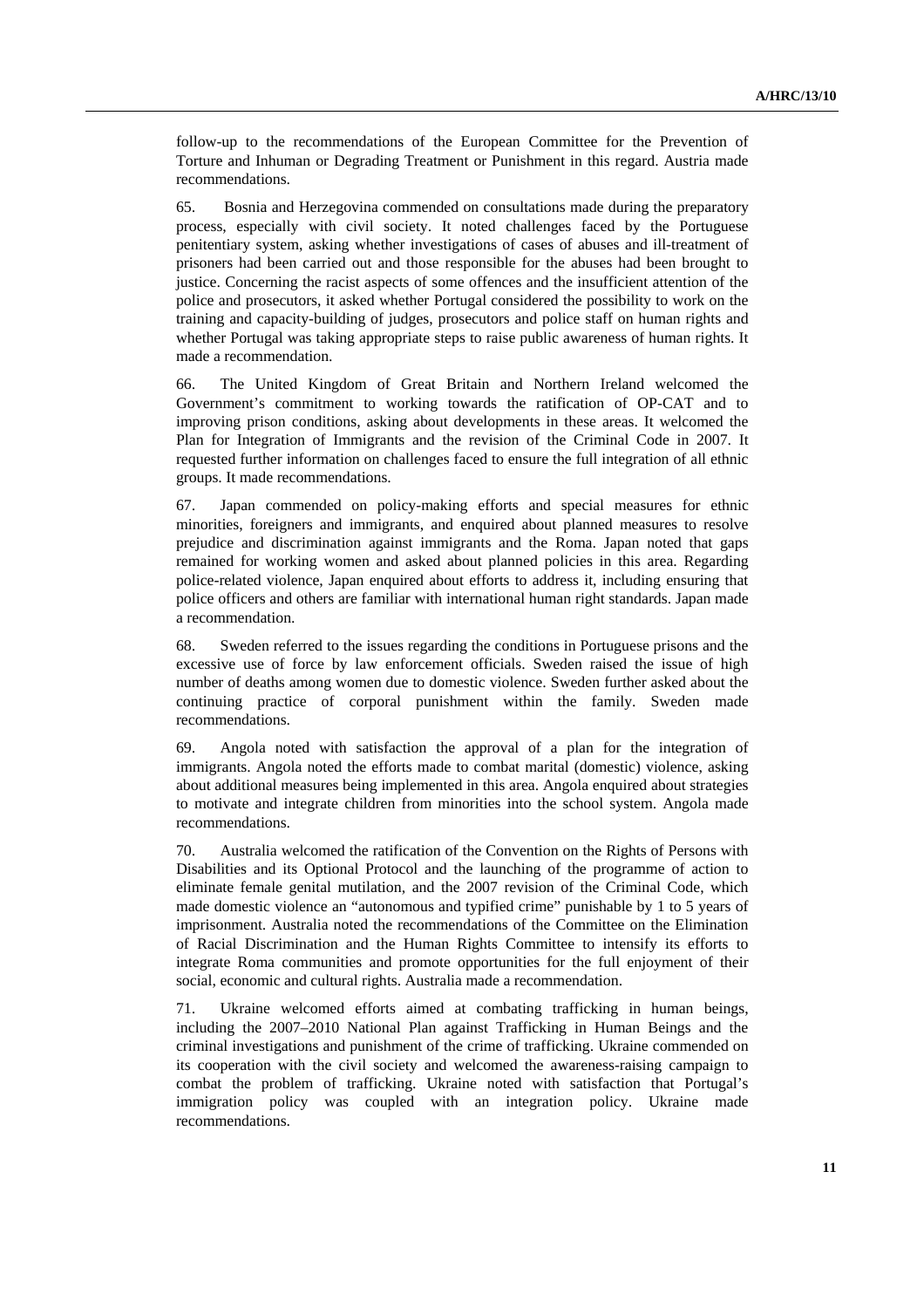follow-up to the recommendations of the European Committee for the Prevention of Torture and Inhuman or Degrading Treatment or Punishment in this regard. Austria made recommendations.

65. Bosnia and Herzegovina commended on consultations made during the preparatory process, especially with civil society. It noted challenges faced by the Portuguese penitentiary system, asking whether investigations of cases of abuses and ill-treatment of prisoners had been carried out and those responsible for the abuses had been brought to justice. Concerning the racist aspects of some offences and the insufficient attention of the police and prosecutors, it asked whether Portugal considered the possibility to work on the training and capacity-building of judges, prosecutors and police staff on human rights and whether Portugal was taking appropriate steps to raise public awareness of human rights. It made a recommendation.

66. The United Kingdom of Great Britain and Northern Ireland welcomed the Government's commitment to working towards the ratification of OP-CAT and to improving prison conditions, asking about developments in these areas. It welcomed the Plan for Integration of Immigrants and the revision of the Criminal Code in 2007. It requested further information on challenges faced to ensure the full integration of all ethnic groups. It made recommendations.

67. Japan commended on policy-making efforts and special measures for ethnic minorities, foreigners and immigrants, and enquired about planned measures to resolve prejudice and discrimination against immigrants and the Roma. Japan noted that gaps remained for working women and asked about planned policies in this area. Regarding police-related violence, Japan enquired about efforts to address it, including ensuring that police officers and others are familiar with international human right standards. Japan made a recommendation.

68. Sweden referred to the issues regarding the conditions in Portuguese prisons and the excessive use of force by law enforcement officials. Sweden raised the issue of high number of deaths among women due to domestic violence. Sweden further asked about the continuing practice of corporal punishment within the family. Sweden made recommendations.

69. Angola noted with satisfaction the approval of a plan for the integration of immigrants. Angola noted the efforts made to combat marital (domestic) violence, asking about additional measures being implemented in this area. Angola enquired about strategies to motivate and integrate children from minorities into the school system. Angola made recommendations.

70. Australia welcomed the ratification of the Convention on the Rights of Persons with Disabilities and its Optional Protocol and the launching of the programme of action to eliminate female genital mutilation, and the 2007 revision of the Criminal Code, which made domestic violence an "autonomous and typified crime" punishable by 1 to 5 years of imprisonment. Australia noted the recommendations of the Committee on the Elimination of Racial Discrimination and the Human Rights Committee to intensify its efforts to integrate Roma communities and promote opportunities for the full enjoyment of their social, economic and cultural rights. Australia made a recommendation.

71. Ukraine welcomed efforts aimed at combating trafficking in human beings, including the 2007–2010 National Plan against Trafficking in Human Beings and the criminal investigations and punishment of the crime of trafficking. Ukraine commended on its cooperation with the civil society and welcomed the awareness-raising campaign to combat the problem of trafficking. Ukraine noted with satisfaction that Portugal's immigration policy was coupled with an integration policy. Ukraine made recommendations.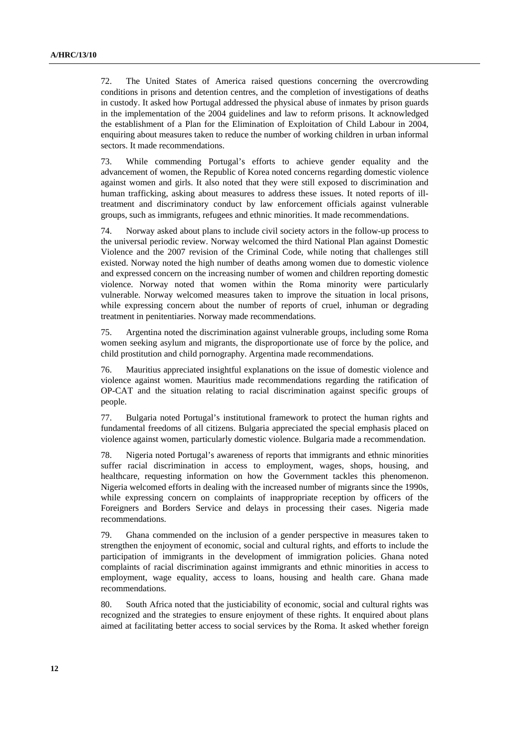72. The United States of America raised questions concerning the overcrowding conditions in prisons and detention centres, and the completion of investigations of deaths in custody. It asked how Portugal addressed the physical abuse of inmates by prison guards in the implementation of the 2004 guidelines and law to reform prisons. It acknowledged the establishment of a Plan for the Elimination of Exploitation of Child Labour in 2004, enquiring about measures taken to reduce the number of working children in urban informal sectors. It made recommendations.

73. While commending Portugal's efforts to achieve gender equality and the advancement of women, the Republic of Korea noted concerns regarding domestic violence against women and girls. It also noted that they were still exposed to discrimination and human trafficking, asking about measures to address these issues. It noted reports of ill-treatment and discriminatory conduct by law enforcement officials against vulnerable groups, such as immigrants, refugees and ethnic minorities. It made recommendations.

74. Norway asked about plans to include civil society actors in the follow-up process to the universal periodic review. Norway welcomed the third National Plan against Domestic Violence and the 2007 revision of the Criminal Code, while noting that challenges still existed. Norway noted the high number of deaths among women due to domestic violence and expressed concern on the increasing number of women and children reporting domestic violence. Norway noted that women within the Roma minority were particularly vulnerable. Norway welcomed measures taken to improve the situation in local prisons, while expressing concern about the number of reports of cruel, inhuman or degrading treatment in penitentiaries. Norway made recommendations.

75. Argentina noted the discrimination against vulnerable groups, including some Roma women seeking asylum and migrants, the disproportionate use of force by the police, and child prostitution and child pornography. Argentina made recommendations.

76. Mauritius appreciated insightful explanations on the issue of domestic violence and violence against women. Mauritius made recommendations regarding the ratification of OP-CAT and the situation relating to racial discrimination against specific groups of people.

77. Bulgaria noted Portugal's institutional framework to protect the human rights and fundamental freedoms of all citizens. Bulgaria appreciated the special emphasis placed on violence against women, particularly domestic violence. Bulgaria made a recommendation.

78. Nigeria noted Portugal's awareness of reports that immigrants and ethnic minorities suffer racial discrimination in access to employment, wages, shops, housing, and healthcare, requesting information on how the Government tackles this phenomenon. Nigeria welcomed efforts in dealing with the increased number of migrants since the 1990s, while expressing concern on complaints of inappropriate reception by officers of the Foreigners and Borders Service and delays in processing their cases. Nigeria made recommendations.

79. Ghana commended on the inclusion of a gender perspective in measures taken to strengthen the enjoyment of economic, social and cultural rights, and efforts to include the participation of immigrants in the development of immigration policies. Ghana noted complaints of racial discrimination against immigrants and ethnic minorities in access to employment, wage equality, access to loans, housing and health care. Ghana made recommendations.

80. South Africa noted that the justiciability of economic, social and cultural rights was recognized and the strategies to ensure enjoyment of these rights. It enquired about plans aimed at facilitating better access to social services by the Roma. It asked whether foreign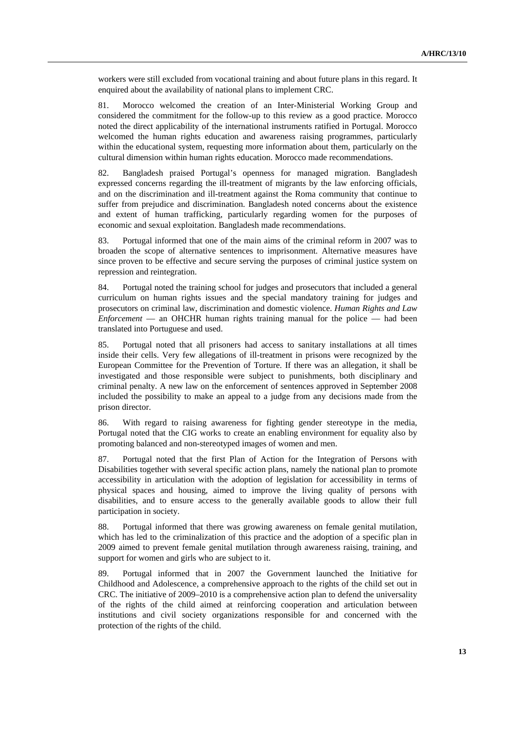workers were still excluded from vocational training and about future plans in this regard. It enquired about the availability of national plans to implement CRC.

81. Morocco welcomed the creation of an Inter-Ministerial Working Group and considered the commitment for the follow-up to this review as a good practice. Morocco noted the direct applicability of the international instruments ratified in Portugal. Morocco welcomed the human rights education and awareness raising programmes, particularly within the educational system, requesting more information about them, particularly on the cultural dimension within human rights education. Morocco made recommendations.

82. Bangladesh praised Portugal's openness for managed migration. Bangladesh expressed concerns regarding the ill-treatment of migrants by the law enforcing officials, and on the discrimination and ill-treatment against the Roma community that continue to suffer from prejudice and discrimination. Bangladesh noted concerns about the existence and extent of human trafficking, particularly regarding women for the purposes of economic and sexual exploitation. Bangladesh made recommendations.

83. Portugal informed that one of the main aims of the criminal reform in 2007 was to broaden the scope of alternative sentences to imprisonment. Alternative measures have since proven to be effective and secure serving the purposes of criminal justice system on repression and reintegration.

84. Portugal noted the training school for judges and prosecutors that included a general curriculum on human rights issues and the special mandatory training for judges and prosecutors on criminal law, discrimination and domestic violence. *Human Rights and Law Enforcement* — an OHCHR human rights training manual for the police — had been translated into Portuguese and used.

85. Portugal noted that all prisoners had access to sanitary installations at all times inside their cells. Very few allegations of ill-treatment in prisons were recognized by the European Committee for the Prevention of Torture. If there was an allegation, it shall be investigated and those responsible were subject to punishments, both disciplinary and criminal penalty. A new law on the enforcement of sentences approved in September 2008 included the possibility to make an appeal to a judge from any decisions made from the prison director.

86. With regard to raising awareness for fighting gender stereotype in the media, Portugal noted that the CIG works to create an enabling environment for equality also by promoting balanced and non-stereotyped images of women and men.

87. Portugal noted that the first Plan of Action for the Integration of Persons with Disabilities together with several specific action plans, namely the national plan to promote accessibility in articulation with the adoption of legislation for accessibility in terms of physical spaces and housing, aimed to improve the living quality of persons with disabilities, and to ensure access to the generally available goods to allow their full participation in society.

88. Portugal informed that there was growing awareness on female genital mutilation, which has led to the criminalization of this practice and the adoption of a specific plan in 2009 aimed to prevent female genital mutilation through awareness raising, training, and support for women and girls who are subject to it.

89. Portugal informed that in 2007 the Government launched the Initiative for Childhood and Adolescence, a comprehensive approach to the rights of the child set out in CRC. The initiative of 2009–2010 is a comprehensive action plan to defend the universality of the rights of the child aimed at reinforcing cooperation and articulation between institutions and civil society organizations responsible for and concerned with the protection of the rights of the child.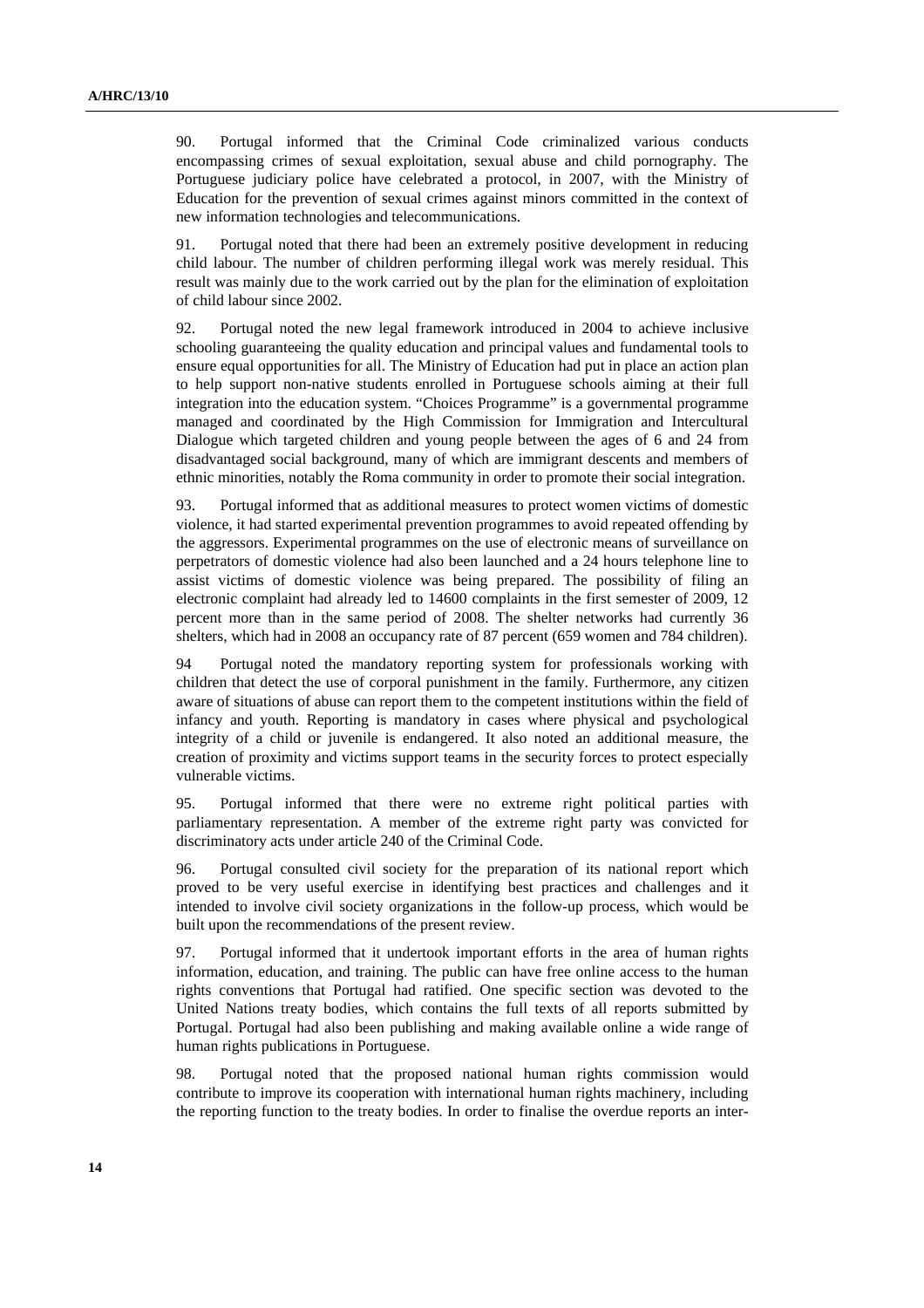90. Portugal informed that the Criminal Code criminalized various conducts encompassing crimes of sexual exploitation, sexual abuse and child pornography. The Portuguese judiciary police have celebrated a protocol, in 2007, with the Ministry of Education for the prevention of sexual crimes against minors committed in the context of new information technologies and telecommunications.

91. Portugal noted that there had been an extremely positive development in reducing child labour. The number of children performing illegal work was merely residual. This result was mainly due to the work carried out by the plan for the elimination of exploitation of child labour since 2002.

92. Portugal noted the new legal framework introduced in 2004 to achieve inclusive schooling guaranteeing the quality education and principal values and fundamental tools to ensure equal opportunities for all. The Ministry of Education had put in place an action plan to help support non-native students enrolled in Portuguese schools aiming at their full integration into the education system. "Choices Programme" is a governmental programme managed and coordinated by the High Commission for Immigration and Intercultural Dialogue which targeted children and young people between the ages of 6 and 24 from disadvantaged social background, many of which are immigrant descents and members of ethnic minorities, notably the Roma community in order to promote their social integration.

93. Portugal informed that as additional measures to protect women victims of domestic violence, it had started experimental prevention programmes to avoid repeated offending by the aggressors. Experimental programmes on the use of electronic means of surveillance on perpetrators of domestic violence had also been launched and a 24 hours telephone line to assist victims of domestic violence was being prepared. The possibility of filing an electronic complaint had already led to 14600 complaints in the first semester of 2009, 12 percent more than in the same period of 2008. The shelter networks had currently 36 shelters, which had in 2008 an occupancy rate of 87 percent (659 women and 784 children).

94 Portugal noted the mandatory reporting system for professionals working with children that detect the use of corporal punishment in the family. Furthermore, any citizen aware of situations of abuse can report them to the competent institutions within the field of infancy and youth. Reporting is mandatory in cases where physical and psychological integrity of a child or juvenile is endangered. It also noted an additional measure, the creation of proximity and victims support teams in the security forces to protect especially vulnerable victims.

95. Portugal informed that there were no extreme right political parties with parliamentary representation. A member of the extreme right party was convicted for discriminatory acts under article 240 of the Criminal Code.

96. Portugal consulted civil society for the preparation of its national report which proved to be very useful exercise in identifying best practices and challenges and it intended to involve civil society organizations in the follow-up process, which would be built upon the recommendations of the present review.

97. Portugal informed that it undertook important efforts in the area of human rights information, education, and training. The public can have free online access to the human rights conventions that Portugal had ratified. One specific section was devoted to the United Nations treaty bodies, which contains the full texts of all reports submitted by Portugal. Portugal had also been publishing and making available online a wide range of human rights publications in Portuguese.

98. Portugal noted that the proposed national human rights commission would contribute to improve its cooperation with international human rights machinery, including the reporting function to the treaty bodies. In order to finalise the overdue reports an inter-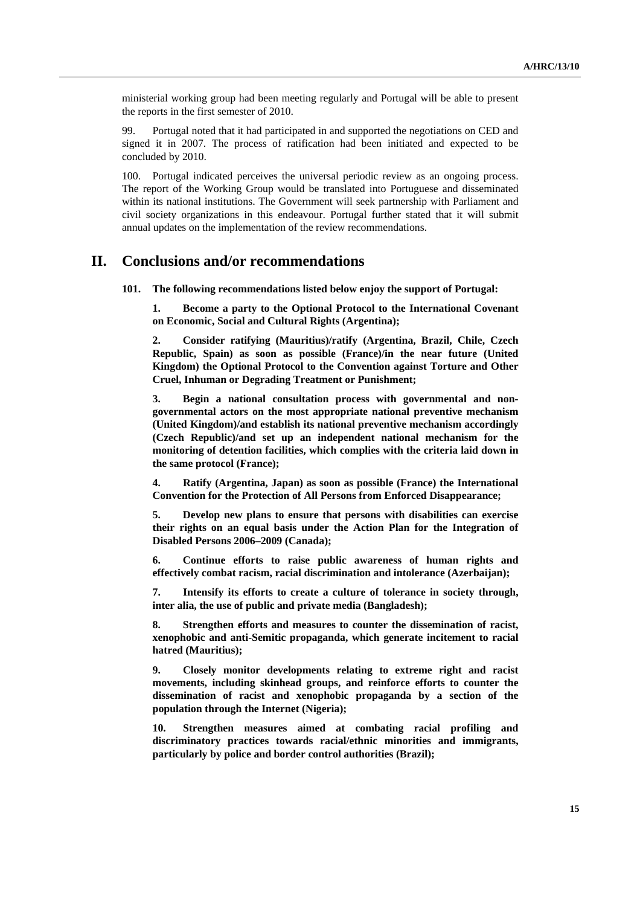ministerial working group had been meeting regularly and Portugal will be able to present the reports in the first semester of 2010.

99. Portugal noted that it had participated in and supported the negotiations on CED and signed it in 2007. The process of ratification had been initiated and expected to be concluded by 2010.

100. Portugal indicated perceives the universal periodic review as an ongoing process. The report of the Working Group would be translated into Portuguese and disseminated within its national institutions. The Government will seek partnership with Parliament and civil society organizations in this endeavour. Portugal further stated that it will submit annual updates on the implementation of the review recommendations.

## II. Conclusions and/or recommendations

**101. The following recommendations listed below enjoy the support of Portugal:**

**1. Become a party to the Optional Protocol to the International Covenant on Economic, Social and Cultural Rights (Argentina);**

**2. Consider ratifying (Mauritius)/ratify (Argentina, Brazil, Chile, Czech Republic, Spain) as soon as possible (France)/in the near future (United Kingdom) the Optional Protocol to the Convention against Torture and Other Cruel, Inhuman or Degrading Treatment or Punishment;**

**3. Begin a national consultation process with governmental and non-governmental actors on the most appropriate national preventive mechanism (United Kingdom)/and establish its national preventive mechanism accordingly (Czech Republic)/and set up an independent national mechanism for the monitoring of detention facilities, which complies with the criteria laid down in the same protocol (France);**

**4. Ratify (Argentina, Japan) as soon as possible (France) the International Convention for the Protection of All Persons from Enforced Disappearance;**

**5. Develop new plans to ensure that persons with disabilities can exercise their rights on an equal basis under the Action Plan for the Integration of Disabled Persons 2006–2009 (Canada);**

**6. Continue efforts to raise public awareness of human rights and effectively combat racism, racial discrimination and intolerance (Azerbaijan);**

**7. Intensify its efforts to create a culture of tolerance in society through, inter alia, the use of public and private media (Bangladesh);**

**8. Strengthen efforts and measures to counter the dissemination of racist, xenophobic and anti-Semitic propaganda, which generate incitement to racial hatred (Mauritius);**

**9. Closely monitor developments relating to extreme right and racist movements, including skinhead groups, and reinforce efforts to counter the dissemination of racist and xenophobic propaganda by a section of the population through the Internet (Nigeria);**

**10. Strengthen measures aimed at combating racial profiling and discriminatory practices towards racial/ethnic minorities and immigrants, particularly by police and border control authorities (Brazil);**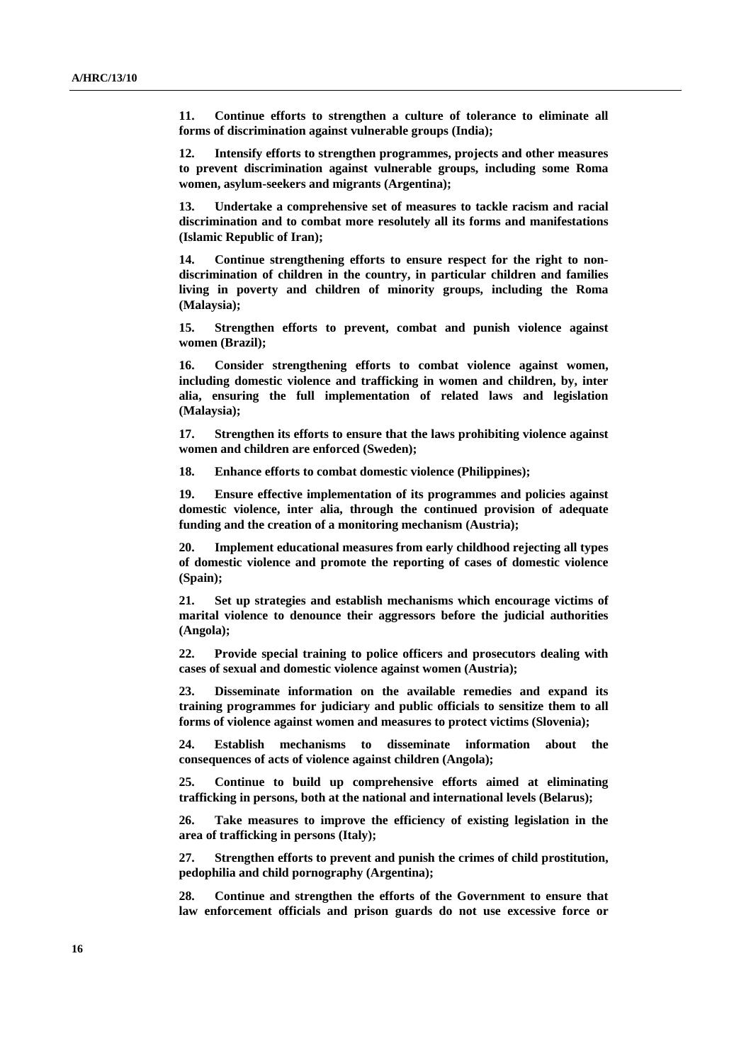**11. Continue efforts to strengthen a culture of tolerance to eliminate all forms of discrimination against vulnerable groups (India);**

**12. Intensify efforts to strengthen programmes, projects and other measures to prevent discrimination against vulnerable groups, including some Roma women, asylum-seekers and migrants (Argentina);**

**13. Undertake a comprehensive set of measures to tackle racism and racial discrimination and to combat more resolutely all its forms and manifestations (Islamic Republic of Iran);**

**14. Continue strengthening efforts to ensure respect for the right to non-discrimination of children in the country, in particular children and families living in poverty and children of minority groups, including the Roma (Malaysia);**

**15. Strengthen efforts to prevent, combat and punish violence against women (Brazil);**

**16. Consider strengthening efforts to combat violence against women, including domestic violence and trafficking in women and children, by, inter alia, ensuring the full implementation of related laws and legislation (Malaysia);**

**17. Strengthen its efforts to ensure that the laws prohibiting violence against women and children are enforced (Sweden);**

**18. Enhance efforts to combat domestic violence (Philippines);**

**19. Ensure effective implementation of its programmes and policies against domestic violence, inter alia, through the continued provision of adequate funding and the creation of a monitoring mechanism (Austria);**

**20. Implement educational measures from early childhood rejecting all types of domestic violence and promote the reporting of cases of domestic violence (Spain);**

**21. Set up strategies and establish mechanisms which encourage victims of marital violence to denounce their aggressors before the judicial authorities (Angola);**

**22. Provide special training to police officers and prosecutors dealing with cases of sexual and domestic violence against women (Austria);**

**23. Disseminate information on the available remedies and expand its training programmes for judiciary and public officials to sensitize them to all forms of violence against women and measures to protect victims (Slovenia);**

**24. Establish mechanisms to disseminate information about the consequences of acts of violence against children (Angola);**

**25. Continue to build up comprehensive efforts aimed at eliminating trafficking in persons, both at the national and international levels (Belarus);**

**26. Take measures to improve the efficiency of existing legislation in the area of trafficking in persons (Italy);**

**27. Strengthen efforts to prevent and punish the crimes of child prostitution, pedophilia and child pornography (Argentina);**

**28. Continue and strengthen the efforts of the Government to ensure that law enforcement officials and prison guards do not use excessive force or**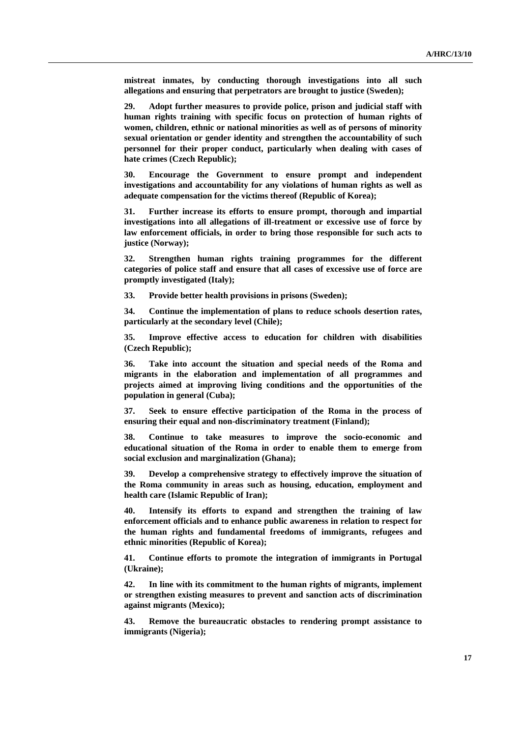**mistreat inmates, by conducting thorough investigations into all such allegations and ensuring that perpetrators are brought to justice (Sweden);**

**29. Adopt further measures to provide police, prison and judicial staff with human rights training with specific focus on protection of human rights of women, children, ethnic or national minorities as well as of persons of minority sexual orientation or gender identity and strengthen the accountability of such personnel for their proper conduct, particularly when dealing with cases of hate crimes (Czech Republic);**

**30. Encourage the Government to ensure prompt and independent investigations and accountability for any violations of human rights as well as adequate compensation for the victims thereof (Republic of Korea);**

**31. Further increase its efforts to ensure prompt, thorough and impartial investigations into all allegations of ill-treatment or excessive use of force by law enforcement officials, in order to bring those responsible for such acts to justice (Norway);**

**32. Strengthen human rights training programmes for the different categories of police staff and ensure that all cases of excessive use of force are promptly investigated (Italy);**

**33. Provide better health provisions in prisons (Sweden);**

**34. Continue the implementation of plans to reduce schools desertion rates, particularly at the secondary level (Chile);**

**35. Improve effective access to education for children with disabilities (Czech Republic);**

**36. Take into account the situation and special needs of the Roma and migrants in the elaboration and implementation of all programmes and projects aimed at improving living conditions and the opportunities of the population in general (Cuba);**

**37. Seek to ensure effective participation of the Roma in the process of ensuring their equal and non-discriminatory treatment (Finland);**

**38. Continue to take measures to improve the socio-economic and educational situation of the Roma in order to enable them to emerge from social exclusion and marginalization (Ghana);**

**39. Develop a comprehensive strategy to effectively improve the situation of the Roma community in areas such as housing, education, employment and health care (Islamic Republic of Iran);**

**40. Intensify its efforts to expand and strengthen the training of law enforcement officials and to enhance public awareness in relation to respect for the human rights and fundamental freedoms of immigrants, refugees and ethnic minorities (Republic of Korea);**

**41. Continue efforts to promote the integration of immigrants in Portugal (Ukraine);**

**42. In line with its commitment to the human rights of migrants, implement or strengthen existing measures to prevent and sanction acts of discrimination against migrants (Mexico);**

**43. Remove the bureaucratic obstacles to rendering prompt assistance to immigrants (Nigeria);**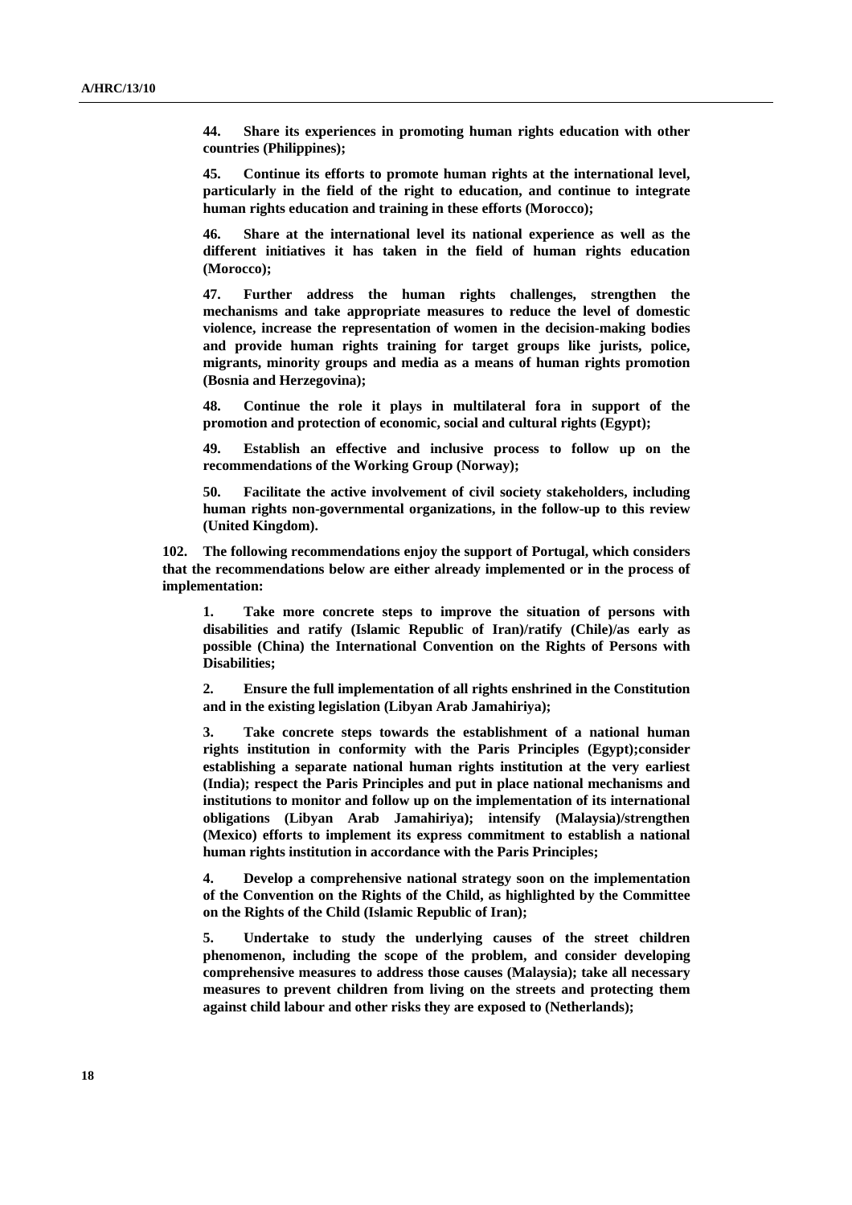**44. Share its experiences in promoting human rights education with other countries (Philippines);**

**45. Continue its efforts to promote human rights at the international level, particularly in the field of the right to education, and continue to integrate human rights education and training in these efforts (Morocco);**

**46. Share at the international level its national experience as well as the different initiatives it has taken in the field of human rights education (Morocco);**

**47. Further address the human rights challenges, strengthen the mechanisms and take appropriate measures to reduce the level of domestic violence, increase the representation of women in the decision-making bodies and provide human rights training for target groups like jurists, police, migrants, minority groups and media as a means of human rights promotion (Bosnia and Herzegovina);**

**48. Continue the role it plays in multilateral fora in support of the promotion and protection of economic, social and cultural rights (Egypt);**

**49. Establish an effective and inclusive process to follow up on the recommendations of the Working Group (Norway);**

**50. Facilitate the active involvement of civil society stakeholders, including human rights non-governmental organizations, in the follow-up to this review (United Kingdom).**

**102. The following recommendations enjoy the support of Portugal, which considers that the recommendations below are either already implemented or in the process of implementation:**

**1. Take more concrete steps to improve the situation of persons with disabilities and ratify (Islamic Republic of Iran)/ratify (Chile)/as early as possible (China) the International Convention on the Rights of Persons with Disabilities;**

**2. Ensure the full implementation of all rights enshrined in the Constitution and in the existing legislation (Libyan Arab Jamahiriya);**

**3. Take concrete steps towards the establishment of a national human rights institution in conformity with the Paris Principles (Egypt);consider establishing a separate national human rights institution at the very earliest (India); respect the Paris Principles and put in place national mechanisms and institutions to monitor and follow up on the implementation of its international obligations (Libyan Arab Jamahiriya); intensify (Malaysia)/strengthen (Mexico) efforts to implement its express commitment to establish a national human rights institution in accordance with the Paris Principles;**

**4. Develop a comprehensive national strategy soon on the implementation of the Convention on the Rights of the Child, as highlighted by the Committee on the Rights of the Child (Islamic Republic of Iran);**

**5. Undertake to study the underlying causes of the street children phenomenon, including the scope of the problem, and consider developing comprehensive measures to address those causes (Malaysia); take all necessary measures to prevent children from living on the streets and protecting them against child labour and other risks they are exposed to (Netherlands);**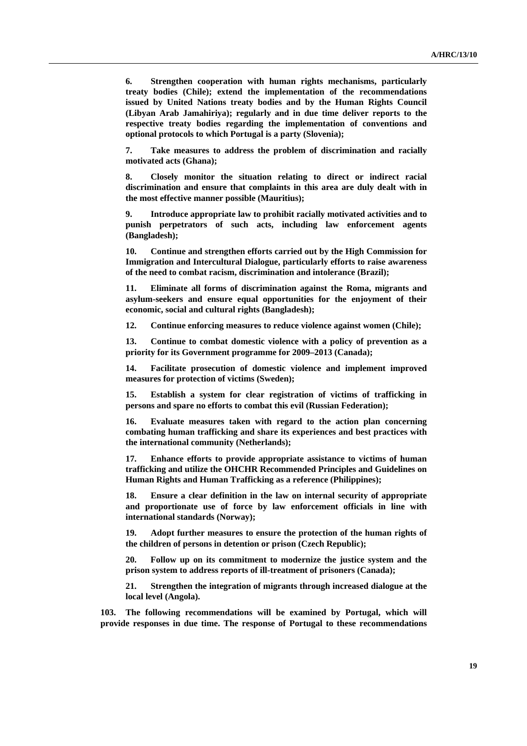**6. Strengthen cooperation with human rights mechanisms, particularly treaty bodies (Chile); extend the implementation of the recommendations issued by United Nations treaty bodies and by the Human Rights Council (Libyan Arab Jamahiriya); regularly and in due time deliver reports to the respective treaty bodies regarding the implementation of conventions and optional protocols to which Portugal is a party (Slovenia);**

**7. Take measures to address the problem of discrimination and racially motivated acts (Ghana);**

**8. Closely monitor the situation relating to direct or indirect racial discrimination and ensure that complaints in this area are duly dealt with in the most effective manner possible (Mauritius);**

**9. Introduce appropriate law to prohibit racially motivated activities and to punish perpetrators of such acts, including law enforcement agents (Bangladesh);**

**10. Continue and strengthen efforts carried out by the High Commission for Immigration and Intercultural Dialogue, particularly efforts to raise awareness of the need to combat racism, discrimination and intolerance (Brazil);**

**11. Eliminate all forms of discrimination against the Roma, migrants and asylum-seekers and ensure equal opportunities for the enjoyment of their economic, social and cultural rights (Bangladesh);**

**12. Continue enforcing measures to reduce violence against women (Chile);**

**13. Continue to combat domestic violence with a policy of prevention as a priority for its Government programme for 2009–2013 (Canada);**

**14. Facilitate prosecution of domestic violence and implement improved measures for protection of victims (Sweden);**

**15. Establish a system for clear registration of victims of trafficking in persons and spare no efforts to combat this evil (Russian Federation);**

**16. Evaluate measures taken with regard to the action plan concerning combating human trafficking and share its experiences and best practices with the international community (Netherlands);**

**17. Enhance efforts to provide appropriate assistance to victims of human trafficking and utilize the OHCHR Recommended Principles and Guidelines on Human Rights and Human Trafficking as a reference (Philippines);**

**18. Ensure a clear definition in the law on internal security of appropriate and proportionate use of force by law enforcement officials in line with international standards (Norway);**

**19. Adopt further measures to ensure the protection of the human rights of the children of persons in detention or prison (Czech Republic);**

**20. Follow up on its commitment to modernize the justice system and the prison system to address reports of ill-treatment of prisoners (Canada);**

**21. Strengthen the integration of migrants through increased dialogue at the local level (Angola).**

**103. The following recommendations will be examined by Portugal, which will provide responses in due time. The response of Portugal to these recommendations**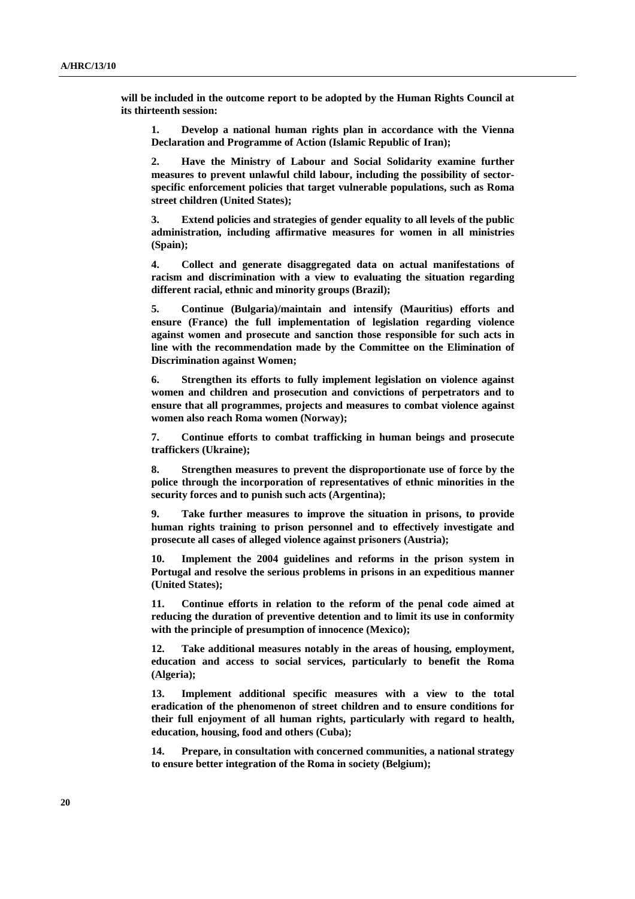**will be included in the outcome report to be adopted by the Human Rights Council at its thirteenth session:**

**1. Develop a national human rights plan in accordance with the Vienna Declaration and Programme of Action (Islamic Republic of Iran);**

**2. Have the Ministry of Labour and Social Solidarity examine further measures to prevent unlawful child labour, including the possibility of sector-specific enforcement policies that target vulnerable populations, such as Roma street children (United States);**

**3. Extend policies and strategies of gender equality to all levels of the public administration, including affirmative measures for women in all ministries (Spain);**

**4. Collect and generate disaggregated data on actual manifestations of racism and discrimination with a view to evaluating the situation regarding different racial, ethnic and minority groups (Brazil);**

**5. Continue (Bulgaria)/maintain and intensify (Mauritius) efforts and ensure (France) the full implementation of legislation regarding violence against women and prosecute and sanction those responsible for such acts in line with the recommendation made by the Committee on the Elimination of Discrimination against Women;**

**6. Strengthen its efforts to fully implement legislation on violence against women and children and prosecution and convictions of perpetrators and to ensure that all programmes, projects and measures to combat violence against women also reach Roma women (Norway);**

**7. Continue efforts to combat trafficking in human beings and prosecute traffickers (Ukraine);**

**8. Strengthen measures to prevent the disproportionate use of force by the police through the incorporation of representatives of ethnic minorities in the security forces and to punish such acts (Argentina);**

**9. Take further measures to improve the situation in prisons, to provide human rights training to prison personnel and to effectively investigate and prosecute all cases of alleged violence against prisoners (Austria);**

**10. Implement the 2004 guidelines and reforms in the prison system in Portugal and resolve the serious problems in prisons in an expeditious manner (United States);**

**11. Continue efforts in relation to the reform of the penal code aimed at reducing the duration of preventive detention and to limit its use in conformity with the principle of presumption of innocence (Mexico);**

**12. Take additional measures notably in the areas of housing, employment, education and access to social services, particularly to benefit the Roma (Algeria);**

**13. Implement additional specific measures with a view to the total eradication of the phenomenon of street children and to ensure conditions for their full enjoyment of all human rights, particularly with regard to health, education, housing, food and others (Cuba);**

**14. Prepare, in consultation with concerned communities, a national strategy to ensure better integration of the Roma in society (Belgium);**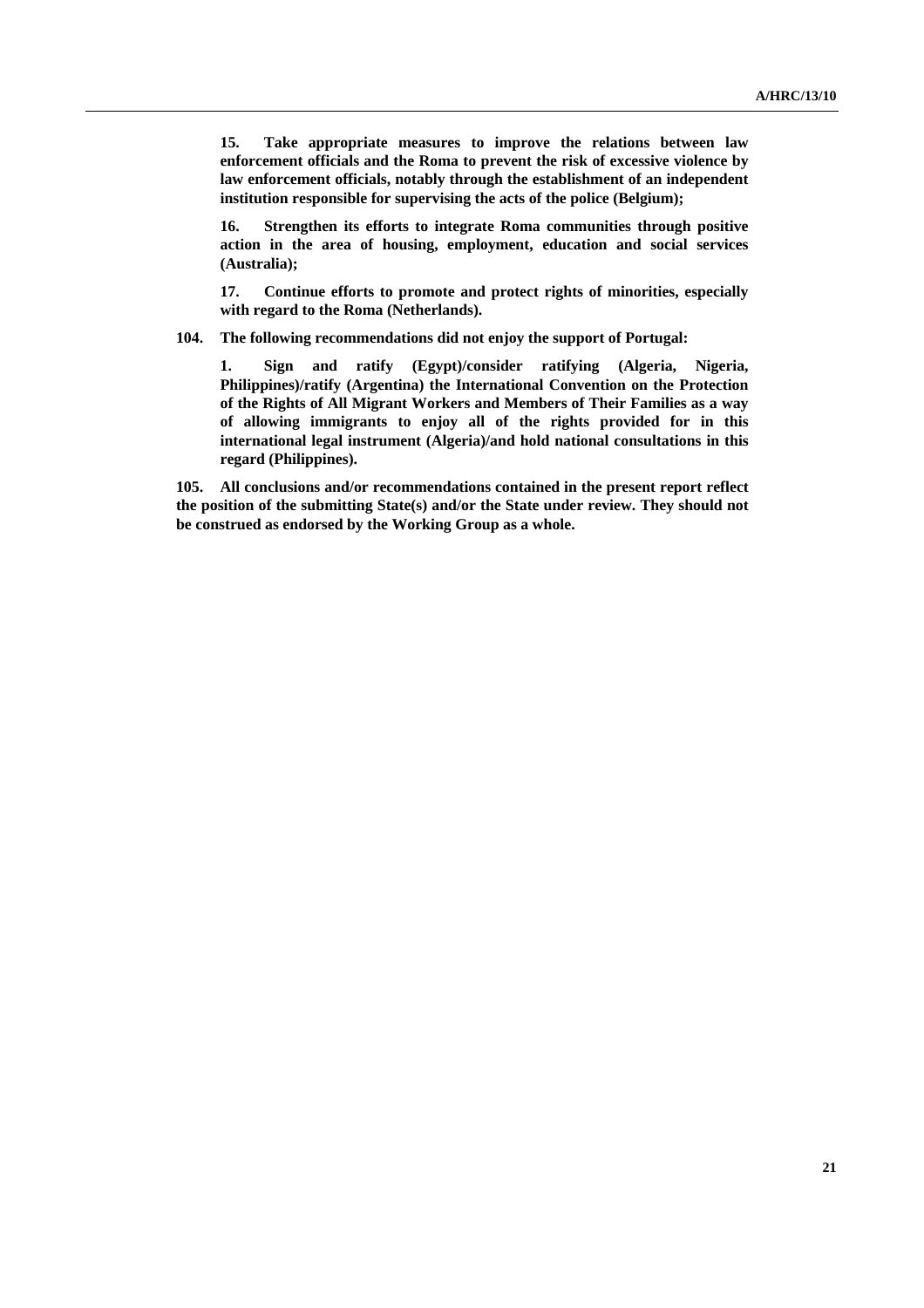**15. Take appropriate measures to improve the relations between law enforcement officials and the Roma to prevent the risk of excessive violence by law enforcement officials, notably through the establishment of an independent institution responsible for supervising the acts of the police (Belgium);**

**16. Strengthen its efforts to integrate Roma communities through positive action in the area of housing, employment, education and social services (Australia);**

**17. Continue efforts to promote and protect rights of minorities, especially with regard to the Roma (Netherlands).**

**104. The following recommendations did not enjoy the support of Portugal:**

**1. Sign and ratify (Egypt)/consider ratifying (Algeria, Nigeria, Philippines)/ratify (Argentina) the International Convention on the Protection of the Rights of All Migrant Workers and Members of Their Families as a way of allowing immigrants to enjoy all of the rights provided for in this international legal instrument (Algeria)/and hold national consultations in this regard (Philippines).**

**105. All conclusions and/or recommendations contained in the present report reflect the position of the submitting State(s) and/or the State under review. They should not be construed as endorsed by the Working Group as a whole.**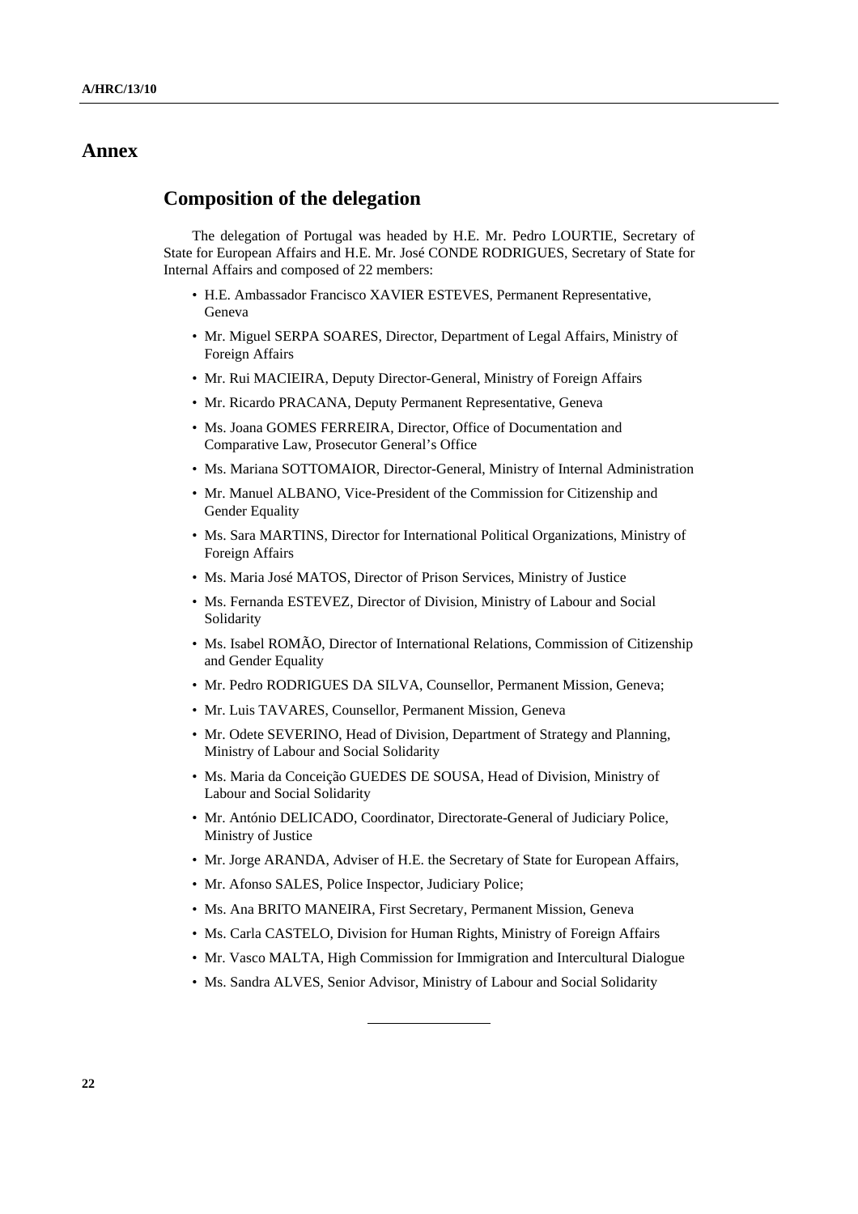# Annex

## Composition of the delegation

The delegation of Portugal was headed by H.E. Mr. Pedro LOURTIE, Secretary of State for European Affairs and H.E. Mr. José CONDE RODRIGUES, Secretary of State for Internal Affairs and composed of 22 members:

- H.E. Ambassador Francisco XAVIER ESTEVES, Permanent Representative, Geneva
- Mr. Miguel SERPA SOARES, Director, Department of Legal Affairs, Ministry of Foreign Affairs
- Mr. Rui MACIEIRA, Deputy Director-General, Ministry of Foreign Affairs
- Mr. Ricardo PRACANA, Deputy Permanent Representative, Geneva
- Ms. Joana GOMES FERREIRA, Director, Office of Documentation and Comparative Law, Prosecutor General's Office
- Ms. Mariana SOTTOMAIOR, Director-General, Ministry of Internal Administration
- Mr. Manuel ALBANO, Vice-President of the Commission for Citizenship and Gender Equality
- Ms. Sara MARTINS, Director for International Political Organizations, Ministry of Foreign Affairs
- Ms. Maria José MATOS, Director of Prison Services, Ministry of Justice
- Ms. Fernanda ESTEVEZ, Director of Division, Ministry of Labour and Social Solidarity
- Ms. Isabel ROMÃO, Director of International Relations, Commission of Citizenship and Gender Equality
- Mr. Pedro RODRIGUES DA SILVA, Counsellor, Permanent Mission, Geneva;
- Mr. Luis TAVARES, Counsellor, Permanent Mission, Geneva
- Mr. Odete SEVERINO, Head of Division, Department of Strategy and Planning, Ministry of Labour and Social Solidarity
- Ms. Maria da Conceição GUEDES DE SOUSA, Head of Division, Ministry of Labour and Social Solidarity
- Mr. António DELICADO, Coordinator, Directorate-General of Judiciary Police, Ministry of Justice
- Mr. Jorge ARANDA, Adviser of H.E. the Secretary of State for European Affairs,
- Mr. Afonso SALES, Police Inspector, Judiciary Police;
- Ms. Ana BRITO MANEIRA, First Secretary, Permanent Mission, Geneva
- Ms. Carla CASTELO, Division for Human Rights, Ministry of Foreign Affairs
- Mr. Vasco MALTA, High Commission for Immigration and Intercultural Dialogue
- Ms. Sandra ALVES, Senior Advisor, Ministry of Labour and Social Solidarity